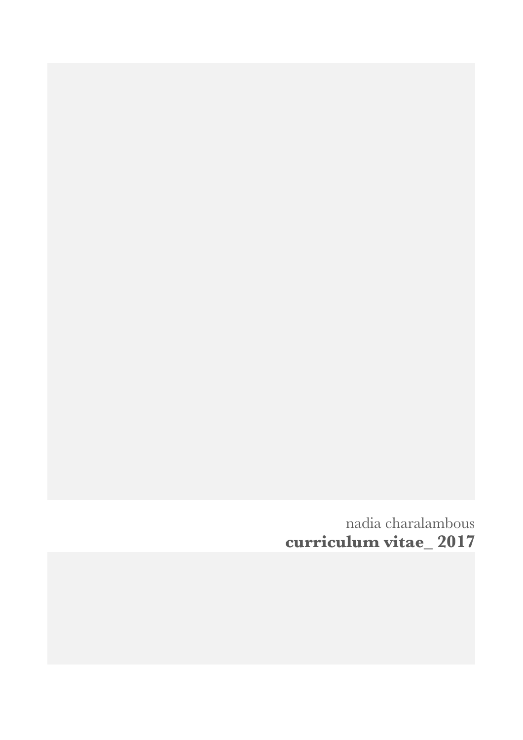nadia charalambous

**curriculum vitae_ 2017**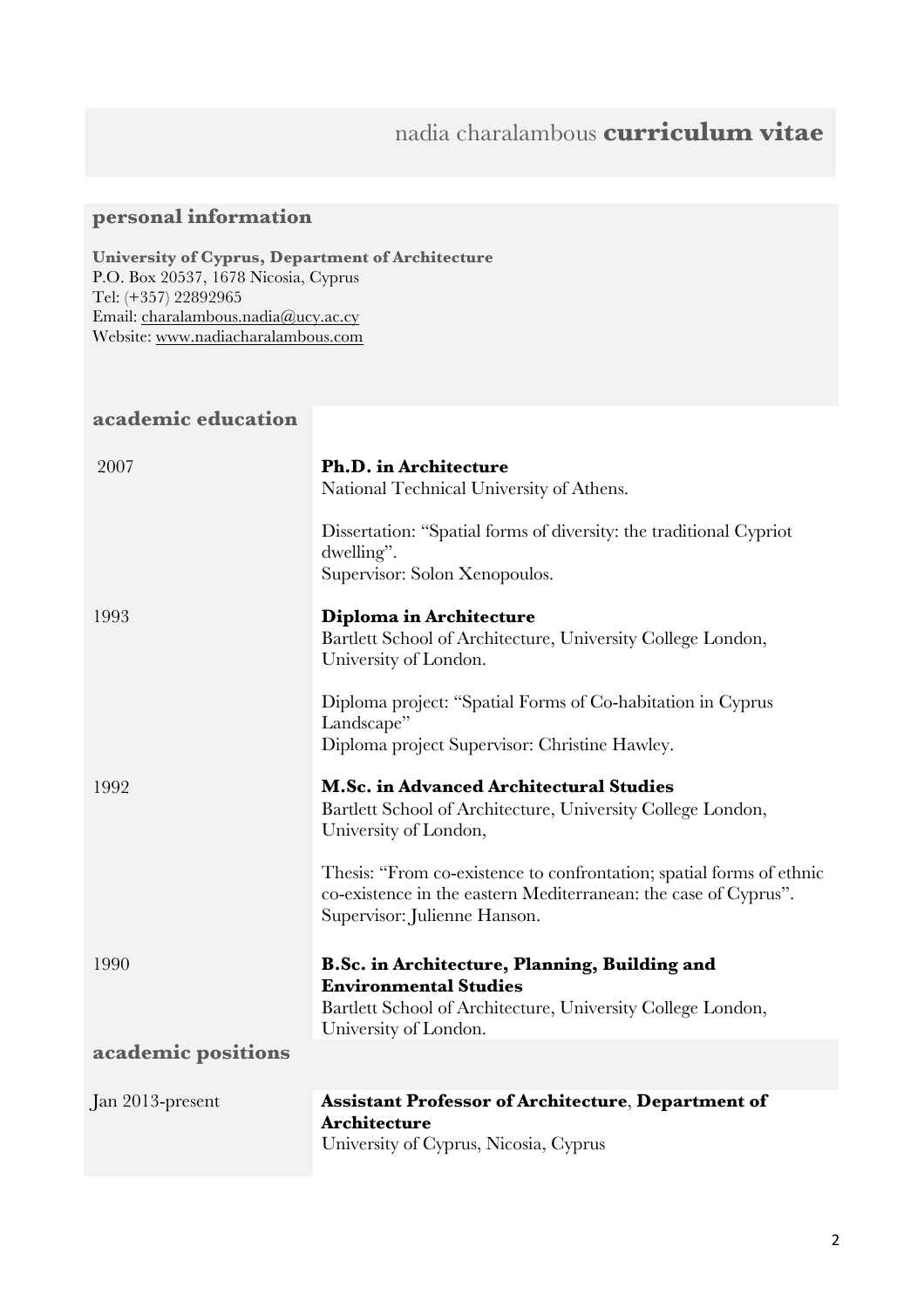# nadia charalambous **curriculum vitae**

## personal information

**University of Cyprus, Department of Architecture**
P.O. Box 20537, 1678 Nicosia, Cyprus
Tel: (+357) 22892965
Email: charalambous.nadia@ucy.ac.cy
Website: www.nadiacharalambous.com

## academic education

**2007** — **Ph.D. in Architecture**
National Technical University of Athens.

Dissertation: "Spatial forms of diversity: the traditional Cypriot dwelling".
Supervisor: Solon Xenopoulos.

**1993** — **Diploma in Architecture**
Bartlett School of Architecture, University College London, University of London.

Diploma project: "Spatial Forms of Co-habitation in Cyprus Landscape"
Diploma project Supervisor: Christine Hawley.

**1992** — **M.Sc. in Advanced Architectural Studies**
Bartlett School of Architecture, University College London, University of London,

Thesis: "From co-existence to confrontation; spatial forms of ethnic co-existence in the eastern Mediterranean: the case of Cyprus".
Supervisor: Julienne Hanson.

**1990** — **B.Sc. in Architecture, Planning, Building and Environmental Studies**
Bartlett School of Architecture, University College London, University of London.

## academic positions

**Jan 2013-present** — **Assistant Professor of Architecture**, **Department of Architecture**
University of Cyprus, Nicosia, Cyprus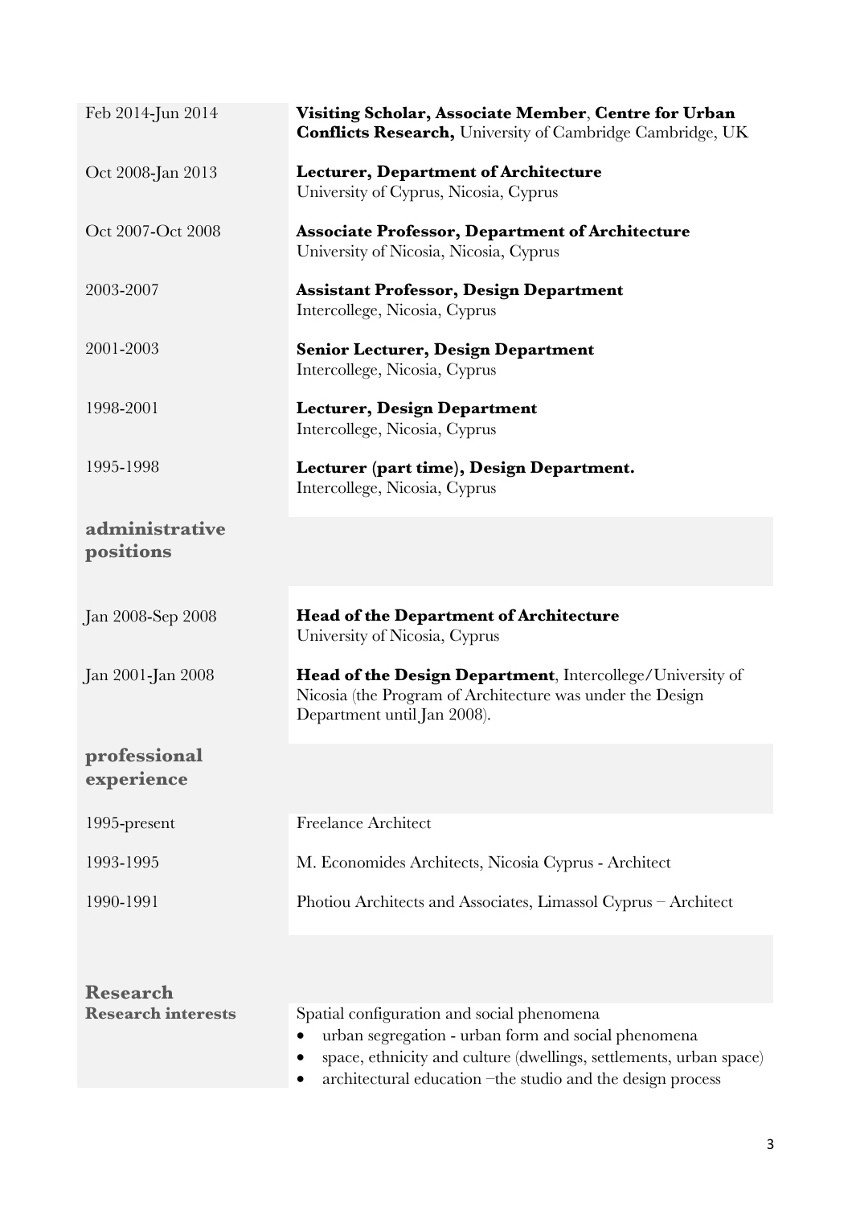Feb 2014-Jun 2014 — **Visiting Scholar, Associate Member**, **Centre for Urban Conflicts Research,** University of Cambridge Cambridge, UK

Oct 2008-Jan 2013 — **Lecturer, Department of Architecture**
University of Cyprus, Nicosia, Cyprus

Oct 2007-Oct 2008 — **Associate Professor, Department of Architecture**
University of Nicosia, Nicosia, Cyprus

2003-2007 — **Assistant Professor, Design Department**
Intercollege, Nicosia, Cyprus

2001-2003 — **Senior Lecturer, Design Department**
Intercollege, Nicosia, Cyprus

1998-2001 — **Lecturer, Design Department**
Intercollege, Nicosia, Cyprus

1995-1998 — **Lecturer (part time), Design Department.**
Intercollege, Nicosia, Cyprus

## administrative positions

Jan 2008-Sep 2008 — **Head of the Department of Architecture**
University of Nicosia, Cyprus

Jan 2001-Jan 2008 — **Head of the Design Department**, Intercollege/University of Nicosia (the Program of Architecture was under the Design Department until Jan 2008).

## professional experience

1995-present — Freelance Architect

1993-1995 — M. Economides Architects, Nicosia Cyprus - Architect

1990-1991 — Photiou Architects and Associates, Limassol Cyprus – Architect

## Research

### Research interests

Spatial configuration and social phenomena

- urban segregation - urban form and social phenomena
- space, ethnicity and culture (dwellings, settlements, urban space)
- architectural education –the studio and the design process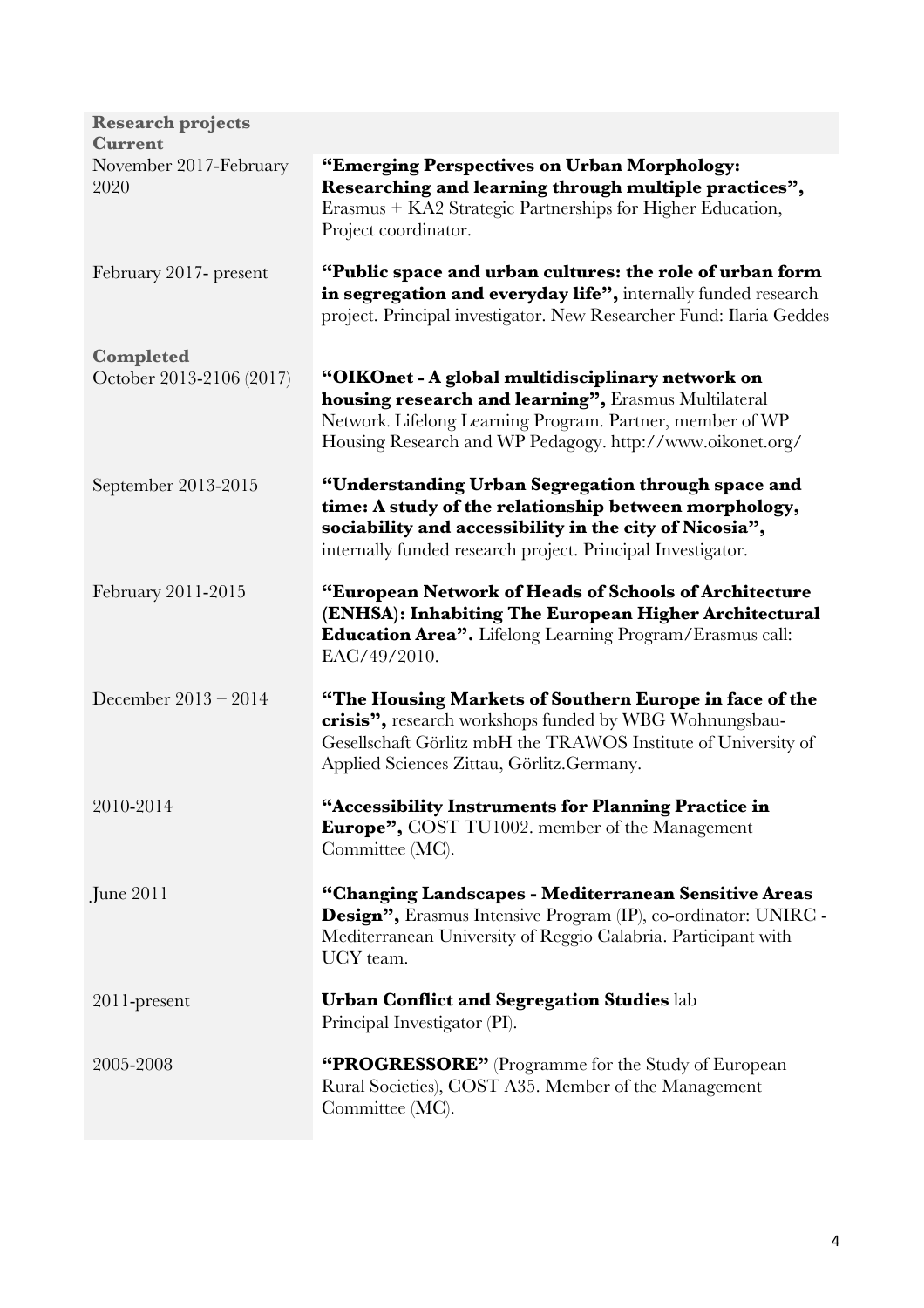## Research projects

### Current

| | |
|---|---|
| November 2017-February 2020 | **"Emerging Perspectives on Urban Morphology: Researching and learning through multiple practices",** Erasmus + KA2 Strategic Partnerships for Higher Education, Project coordinator. |
| February 2017- present | **"Public space and urban cultures: the role of urban form in segregation and everyday life",** internally funded research project. Principal investigator. New Researcher Fund: Ilaria Geddes |

### Completed

| | |
|---|---|
| October 2013-2106 (2017) | **"OIKOnet - A global multidisciplinary network on housing research and learning",** Erasmus Multilateral Network. Lifelong Learning Program. Partner, member of WP Housing Research and WP Pedagogy. http://www.oikonet.org/ |
| September 2013-2015 | **"Understanding Urban Segregation through space and time: A study of the relationship between morphology, sociability and accessibility in the city of Nicosia",** internally funded research project. Principal Investigator. |
| February 2011-2015 | **"European Network of Heads of Schools of Architecture (ENHSA): Inhabiting The European Higher Architectural Education Area".** Lifelong Learning Program/Erasmus call: EAC/49/2010. |
| December 2013 – 2014 | **"The Housing Markets of Southern Europe in face of the crisis",** research workshops funded by WBG Wohnungsbau-Gesellschaft Görlitz mbH the TRAWOS Institute of University of Applied Sciences Zittau, Görlitz.Germany. |
| 2010-2014 | **"Accessibility Instruments for Planning Practice in Europe",** COST TU1002. member of the Management Committee (MC). |
| June 2011 | **"Changing Landscapes - Mediterranean Sensitive Areas Design",** Erasmus Intensive Program (IP), co-ordinator: UNIRC - Mediterranean University of Reggio Calabria. Participant with UCY team. |
| 2011-present | **Urban Conflict and Segregation Studies** lab Principal Investigator (PI). |
| 2005-2008 | **"PROGRESSORE"** (Programme for the Study of European Rural Societies), COST A35. Member of the Management Committee (MC). |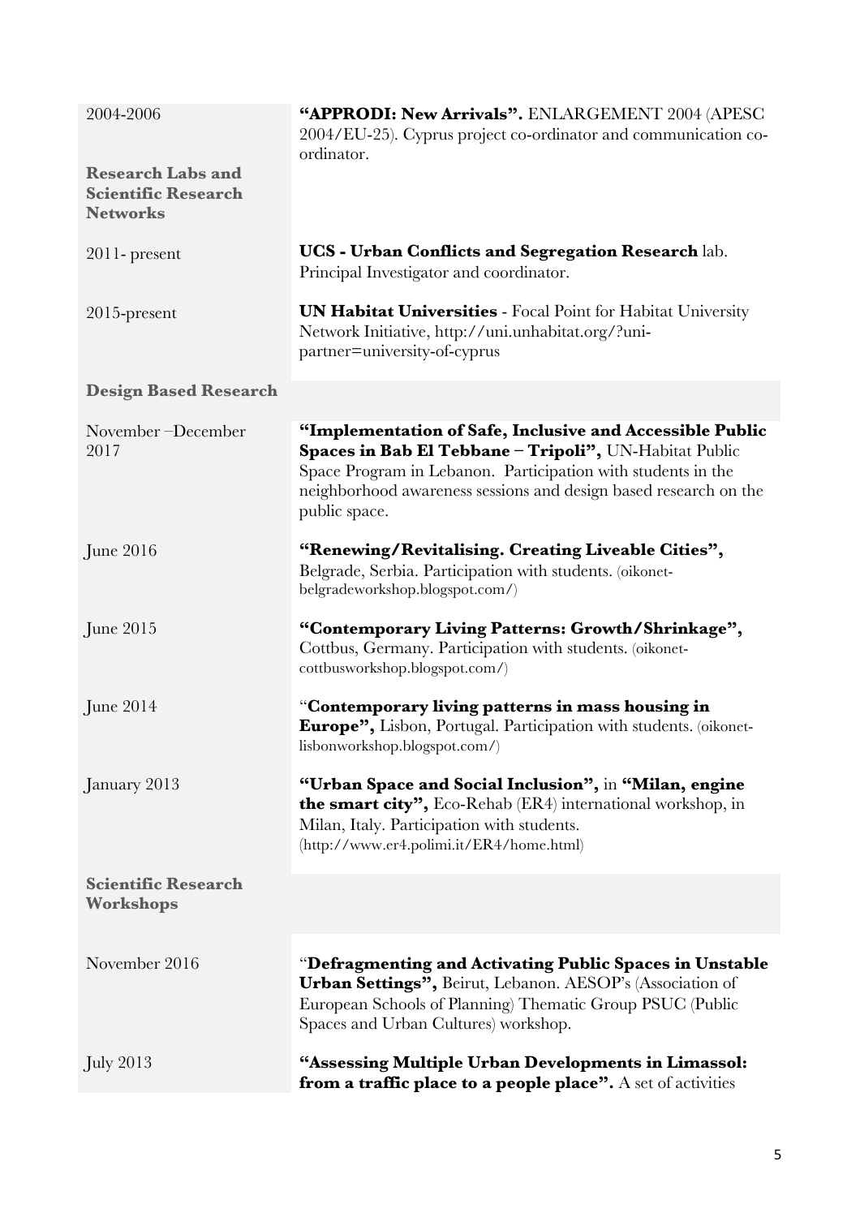| | |
|---|---|
| 2004-2006 | **"APPRODI: New Arrivals".** ENLARGEMENT 2004 (APESC 2004/EU-25). Cyprus project co-ordinator and communication co-ordinator. |

**Research Labs and Scientific Research Networks**

| | |
|---|---|
| 2011- present | **UCS - Urban Conflicts and Segregation Research** lab. Principal Investigator and coordinator. |
| 2015-present | **UN Habitat Universities** - Focal Point for Habitat University Network Initiative, http://uni.unhabitat.org/?uni-partner=university-of-cyprus |

**Design Based Research**

| | |
|---|---|
| November –December 2017 | **"Implementation of Safe, Inclusive and Accessible Public Spaces in Bab El Tebbane – Tripoli",** UN-Habitat Public Space Program in Lebanon. Participation with students in the neighborhood awareness sessions and design based research on the public space. |
| June 2016 | **"Renewing/Revitalising. Creating Liveable Cities",** Belgrade, Serbia. Participation with students. (oikonet-belgradeworkshop.blogspot.com/) |
| June 2015 | **"Contemporary Living Patterns: Growth/Shrinkage",** Cottbus, Germany. Participation with students. (oikonet-cottbusworkshop.blogspot.com/) |
| June 2014 | "**Contemporary living patterns in mass housing in Europe",** Lisbon, Portugal. Participation with students. (oikonet-lisbonworkshop.blogspot.com/) |
| January 2013 | **"Urban Space and Social Inclusion",** in **"Milan, engine the smart city",** Eco-Rehab (ER4) international workshop, in Milan, Italy. Participation with students. (http://www.er4.polimi.it/ER4/home.html) |

**Scientific Research Workshops**

| | |
|---|---|
| November 2016 | "**Defragmenting and Activating Public Spaces in Unstable Urban Settings",** Beirut, Lebanon. AESOP's (Association of European Schools of Planning) Thematic Group PSUC (Public Spaces and Urban Cultures) workshop. |
| July 2013 | **"Assessing Multiple Urban Developments in Limassol: from a traffic place to a people place".** A set of activities |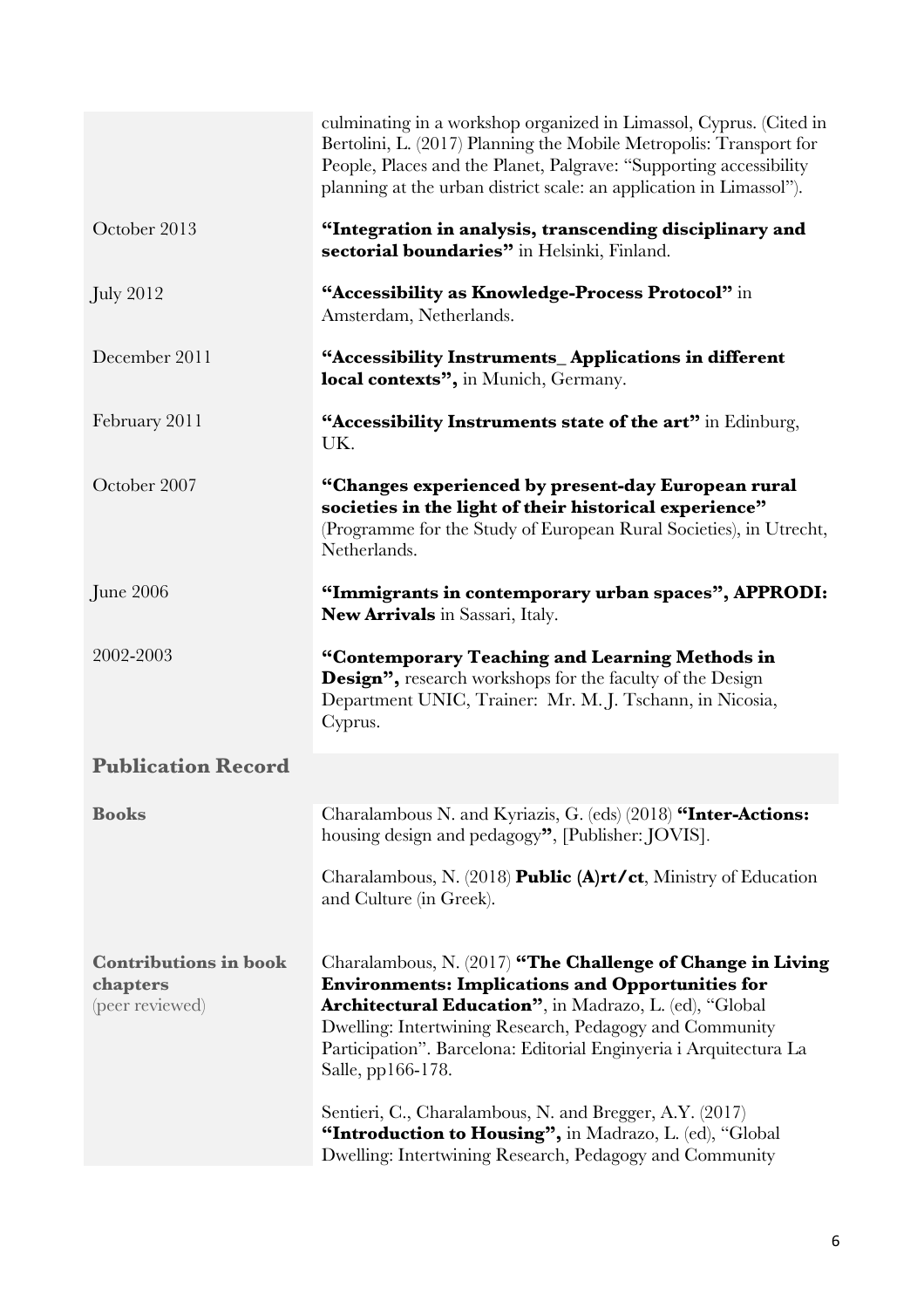culminating in a workshop organized in Limassol, Cyprus. (Cited in Bertolini, L. (2017) Planning the Mobile Metropolis: Transport for People, Places and the Planet, Palgrave: "Supporting accessibility planning at the urban district scale: an application in Limassol").

| | |
|---|---|
| October 2013 | **"Integration in analysis, transcending disciplinary and sectorial boundaries"** in Helsinki, Finland. |
| July 2012 | **"Accessibility as Knowledge-Process Protocol"** in Amsterdam, Netherlands. |
| December 2011 | **"Accessibility Instruments_ Applications in different local contexts",** in Munich, Germany. |
| February 2011 | **"Accessibility Instruments state of the art"** in Edinburg, UK. |
| October 2007 | **"Changes experienced by present-day European rural societies in the light of their historical experience"** (Programme for the Study of European Rural Societies), in Utrecht, Netherlands. |
| June 2006 | **"Immigrants in contemporary urban spaces", APPRODI: New Arrivals** in Sassari, Italy. |
| 2002-2003 | **"Contemporary Teaching and Learning Methods in Design",** research workshops for the faculty of the Design Department UNIC, Trainer: Mr. M. J. Tschann, in Nicosia, Cyprus. |

## Publication Record

**Books**

Charalambous N. and Kyriazis, G. (eds) (2018) **"Inter-Actions:** housing design and pedagogy**"**, [Publisher: JOVIS].

Charalambous, N. (2018) **Public (A)rt/ct**, Ministry of Education and Culture (in Greek).

**Contributions in book chapters** (peer reviewed)

Charalambous, N. (2017) **"The Challenge of Change in Living Environments: Implications and Opportunities for Architectural Education"**, in Madrazo, L. (ed), "Global Dwelling: Intertwining Research, Pedagogy and Community Participation". Barcelona: Editorial Enginyeria i Arquitectura La Salle, pp166-178.

Sentieri, C., Charalambous, N. and Bregger, A.Y. (2017) **"Introduction to Housing",** in Madrazo, L. (ed), "Global Dwelling: Intertwining Research, Pedagogy and Community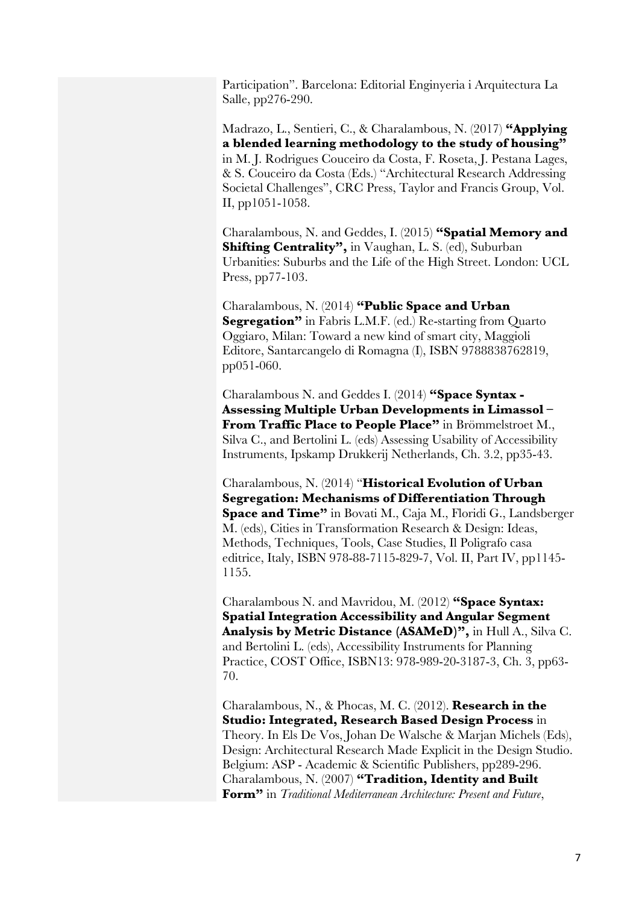Participation". Barcelona: Editorial Enginyeria i Arquitectura La Salle, pp276-290.

Madrazo, L., Sentieri, C., & Charalambous, N. (2017) **"Applying a blended learning methodology to the study of housing"** in M. J. Rodrigues Couceiro da Costa, F. Roseta, J. Pestana Lages, & S. Couceiro da Costa (Eds.) "Architectural Research Addressing Societal Challenges", CRC Press, Taylor and Francis Group, Vol. II, pp1051-1058.

Charalambous, N. and Geddes, I. (2015) **"Spatial Memory and Shifting Centrality",** in Vaughan, L. S. (ed), Suburban Urbanities: Suburbs and the Life of the High Street. London: UCL Press, pp77-103.

Charalambous, N. (2014) **"Public Space and Urban Segregation"** in Fabris L.M.F. (ed.) Re-starting from Quarto Oggiaro, Milan: Toward a new kind of smart city, Maggioli Editore, Santarcangelo di Romagna (I), ISBN 9788838762819, pp051-060.

Charalambous N. and Geddes I. (2014) **"Space Syntax - Assessing Multiple Urban Developments in Limassol – From Traffic Place to People Place"** in Brömmelstroet M., Silva C., and Bertolini L. (eds) Assessing Usability of Accessibility Instruments, Ipskamp Drukkerij Netherlands, Ch. 3.2, pp35-43.

Charalambous, N. (2014) "**Historical Evolution of Urban Segregation: Mechanisms of Differentiation Through Space and Time"** in Bovati M., Caja M., Floridi G., Landsberger M. (eds), Cities in Transformation Research & Design: Ideas, Methods, Techniques, Tools, Case Studies, Il Poligrafo casa editrice, Italy, ISBN 978-88-7115-829-7, Vol. II, Part IV, pp1145-1155.

Charalambous N. and Mavridou, M. (2012) **"Space Syntax: Spatial Integration Accessibility and Angular Segment Analysis by Metric Distance (ASAMeD)",** in Hull A., Silva C. and Bertolini L. (eds), Accessibility Instruments for Planning Practice, COST Office, ISBN13: 978-989-20-3187-3, Ch. 3, pp63-70.

Charalambous, N., & Phocas, M. C. (2012). **Research in the Studio: Integrated, Research Based Design Process** in Theory. In Els De Vos, Johan De Walsche & Marjan Michels (Eds), Design: Architectural Research Made Explicit in the Design Studio. Belgium: ASP - Academic & Scientific Publishers, pp289-296.

Charalambous, N. (2007) **"Tradition, Identity and Built Form"** in *Traditional Mediterranean Architecture: Present and Future*,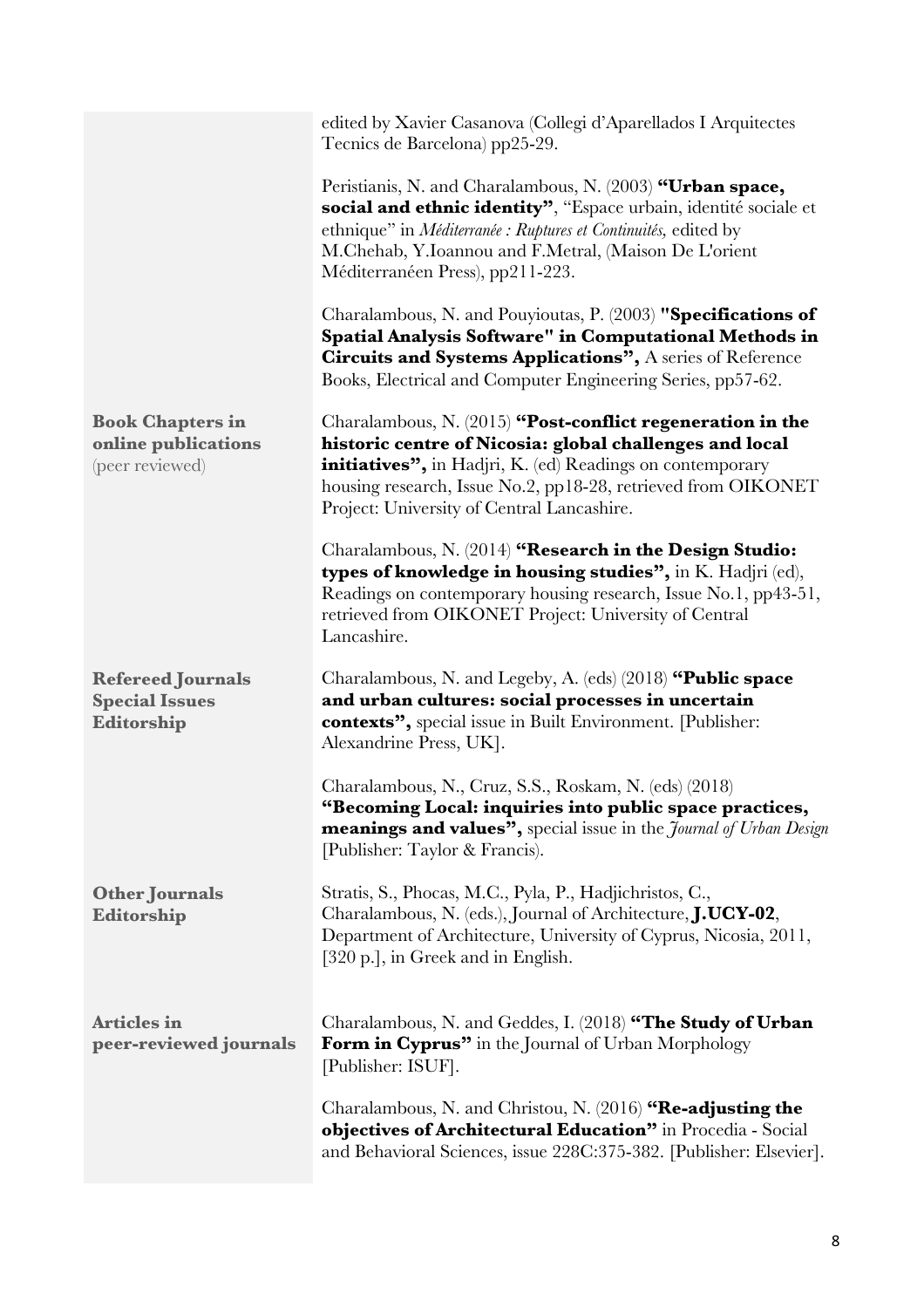edited by Xavier Casanova (Collegi d'Aparellados I Arquitectes Tecnics de Barcelona) pp25-29.

Peristianis, N. and Charalambous, N. (2003) **"Urban space, social and ethnic identity"**, "Espace urbain, identité sociale et ethnique" in *Méditerranée : Ruptures et Continuités,* edited by M.Chehab, Y.Ioannou and F.Metral, (Maison De L'orient Méditerranéen Press), pp211-223.

Charalambous, N. and Pouyioutas, P. (2003) **"Specifications of Spatial Analysis Software" in Computational Methods in Circuits and Systems Applications",** A series of Reference Books, Electrical and Computer Engineering Series, pp57-62.

**Book Chapters in online publications** (peer reviewed)

Charalambous, N. (2015) **"Post-conflict regeneration in the historic centre of Nicosia: global challenges and local initiatives",** in Hadjri, K. (ed) Readings on contemporary housing research, Issue No.2, pp18-28, retrieved from OIKONET Project: University of Central Lancashire.

Charalambous, N. (2014) **"Research in the Design Studio: types of knowledge in housing studies",** in K. Hadjri (ed), Readings on contemporary housing research, Issue No.1, pp43-51, retrieved from OIKONET Project: University of Central Lancashire.

**Refereed Journals Special Issues Editorship**

Charalambous, N. and Legeby, A. (eds) (2018) **"Public space and urban cultures: social processes in uncertain contexts",** special issue in Built Environment. [Publisher: Alexandrine Press, UK].

Charalambous, N., Cruz, S.S., Roskam, N. (eds) (2018) **"Becoming Local: inquiries into public space practices, meanings and values",** special issue in the *Journal of Urban Design* [Publisher: Taylor & Francis).

**Other Journals Editorship**

Stratis, S., Phocas, M.C., Pyla, P., Hadjichristos, C., Charalambous, N. (eds.), Journal of Architecture, **J.UCY-02**, Department of Architecture, University of Cyprus, Nicosia, 2011, [320 p.], in Greek and in English.

**Articles in peer-reviewed journals**

Charalambous, N. and Geddes, I. (2018) **"The Study of Urban Form in Cyprus"** in the Journal of Urban Morphology [Publisher: ISUF].

Charalambous, N. and Christou, N. (2016) **"Re-adjusting the objectives of Architectural Education"** in Procedia - Social and Behavioral Sciences, issue 228C:375-382. [Publisher: Elsevier].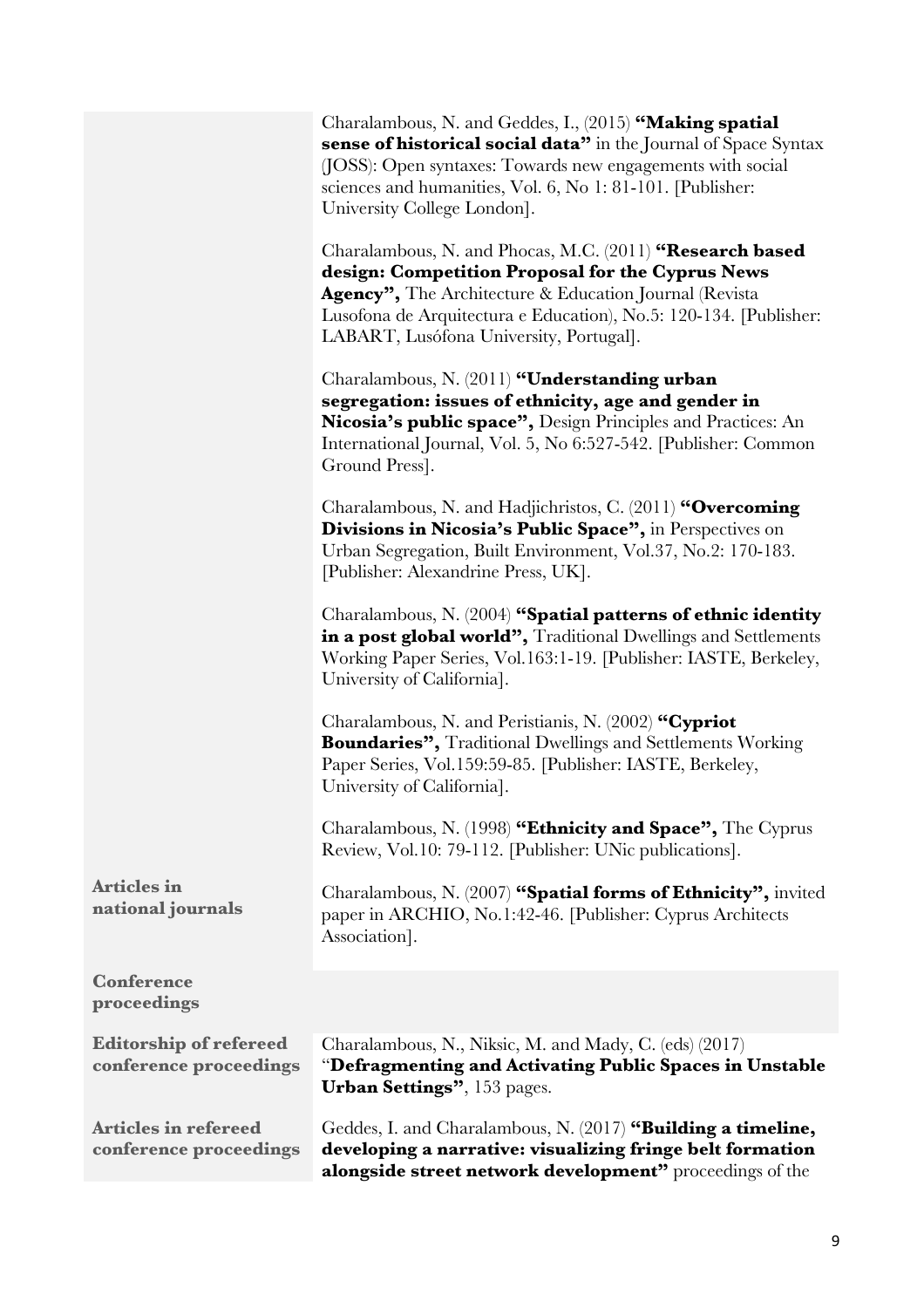Charalambous, N. and Geddes, I., (2015) **"Making spatial sense of historical social data"** in the Journal of Space Syntax (JOSS): Open syntaxes: Towards new engagements with social sciences and humanities, Vol. 6, No 1: 81-101. [Publisher: University College London].

Charalambous, N. and Phocas, M.C. (2011) **"Research based design: Competition Proposal for the Cyprus News Agency",** The Architecture & Education Journal (Revista Lusofona de Arquitectura e Education), No.5: 120-134. [Publisher: LABART, Lusófona University, Portugal].

Charalambous, N. (2011) **"Understanding urban segregation: issues of ethnicity, age and gender in Nicosia's public space",** Design Principles and Practices: An International Journal, Vol. 5, No 6:527-542. [Publisher: Common Ground Press].

Charalambous, N. and Hadjichristos, C. (2011) **"Overcoming Divisions in Nicosia's Public Space",** in Perspectives on Urban Segregation, Built Environment, Vol.37, No.2: 170-183. [Publisher: Alexandrine Press, UK].

Charalambous, N. (2004) **"Spatial patterns of ethnic identity in a post global world",** Traditional Dwellings and Settlements Working Paper Series, Vol.163:1-19. [Publisher: IASTE, Berkeley, University of California].

Charalambous, N. and Peristianis, N. (2002) **"Cypriot Boundaries",** Traditional Dwellings and Settlements Working Paper Series, Vol.159:59-85. [Publisher: IASTE, Berkeley, University of California].

Charalambous, N. (1998) **"Ethnicity and Space",** The Cyprus Review, Vol.10: 79-112. [Publisher: UNic publications].

**Articles in national journals**

Charalambous, N. (2007) **"Spatial forms of Ethnicity",** invited paper in ARCHIO, No.1:42-46. [Publisher: Cyprus Architects Association].

## Conference proceedings

**Editorship of refereed conference proceedings**

Charalambous, N., Niksic, M. and Mady, C. (eds) (2017) "**Defragmenting and Activating Public Spaces in Unstable Urban Settings"**, 153 pages.

**Articles in refereed conference proceedings**

Geddes, I. and Charalambous, N. (2017) **"Building a timeline, developing a narrative: visualizing fringe belt formation alongside street network development"** proceedings of the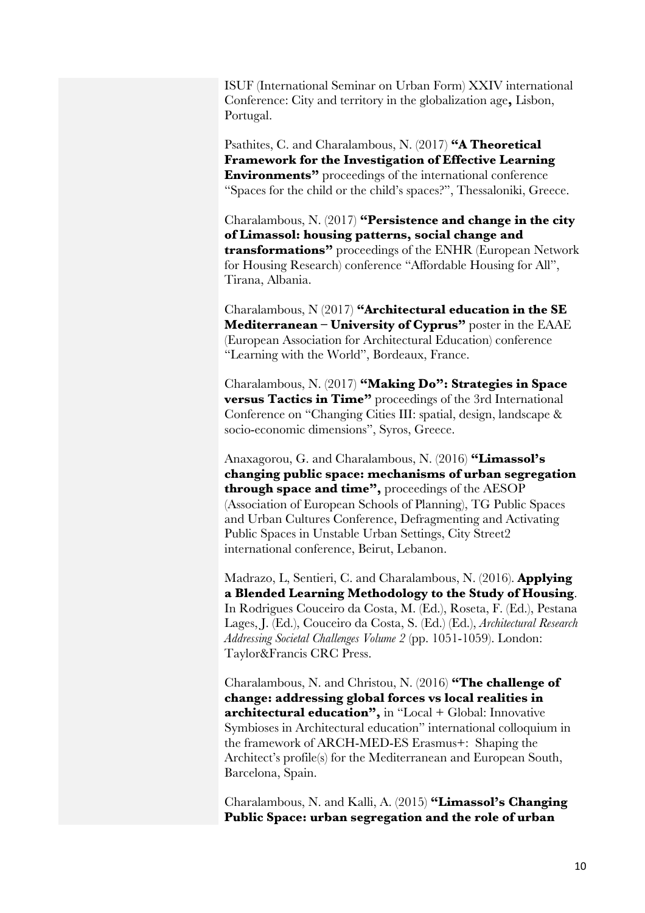ISUF (International Seminar on Urban Form) XXIV international Conference: City and territory in the globalization age**,** Lisbon, Portugal.

Psathites, C. and Charalambous, N. (2017) **"A Theoretical Framework for the Investigation of Effective Learning Environments"** proceedings of the international conference "Spaces for the child or the child's spaces?", Thessaloniki, Greece.

Charalambous, N. (2017) **"Persistence and change in the city of Limassol: housing patterns, social change and transformations"** proceedings of the ENHR (European Network for Housing Research) conference "Affordable Housing for All", Tirana, Albania.

Charalambous, N (2017) **"Architectural education in the SE Mediterranean – University of Cyprus"** poster in the EAAE (European Association for Architectural Education) conference "Learning with the World", Bordeaux, France.

Charalambous, N. (2017) **"Making Do": Strategies in Space versus Tactics in Time"** proceedings of the 3rd International Conference on "Changing Cities III: spatial, design, landscape & socio-economic dimensions", Syros, Greece.

Anaxagorou, G. and Charalambous, N. (2016) **"Limassol's changing public space: mechanisms of urban segregation through space and time",** proceedings of the AESOP (Association of European Schools of Planning), TG Public Spaces and Urban Cultures Conference, Defragmenting and Activating Public Spaces in Unstable Urban Settings, City Street2 international conference, Beirut, Lebanon.

Madrazo, L, Sentieri, C. and Charalambous, N. (2016). **Applying a Blended Learning Methodology to the Study of Housing**. In Rodrigues Couceiro da Costa, M. (Ed.), Roseta, F. (Ed.), Pestana Lages, J. (Ed.), Couceiro da Costa, S. (Ed.) (Ed.), *Architectural Research Addressing Societal Challenges Volume 2* (pp. 1051-1059). London: Taylor&Francis CRC Press.

Charalambous, N. and Christou, N. (2016) **"The challenge of change: addressing global forces vs local realities in architectural education",** in "Local + Global: Innovative Symbioses in Architectural education" international colloquium in the framework of ARCH-MED-ES Erasmus+: Shaping the Architect's profile(s) for the Mediterranean and European South, Barcelona, Spain.

Charalambous, N. and Kalli, A. (2015) **"Limassol's Changing Public Space: urban segregation and the role of urban**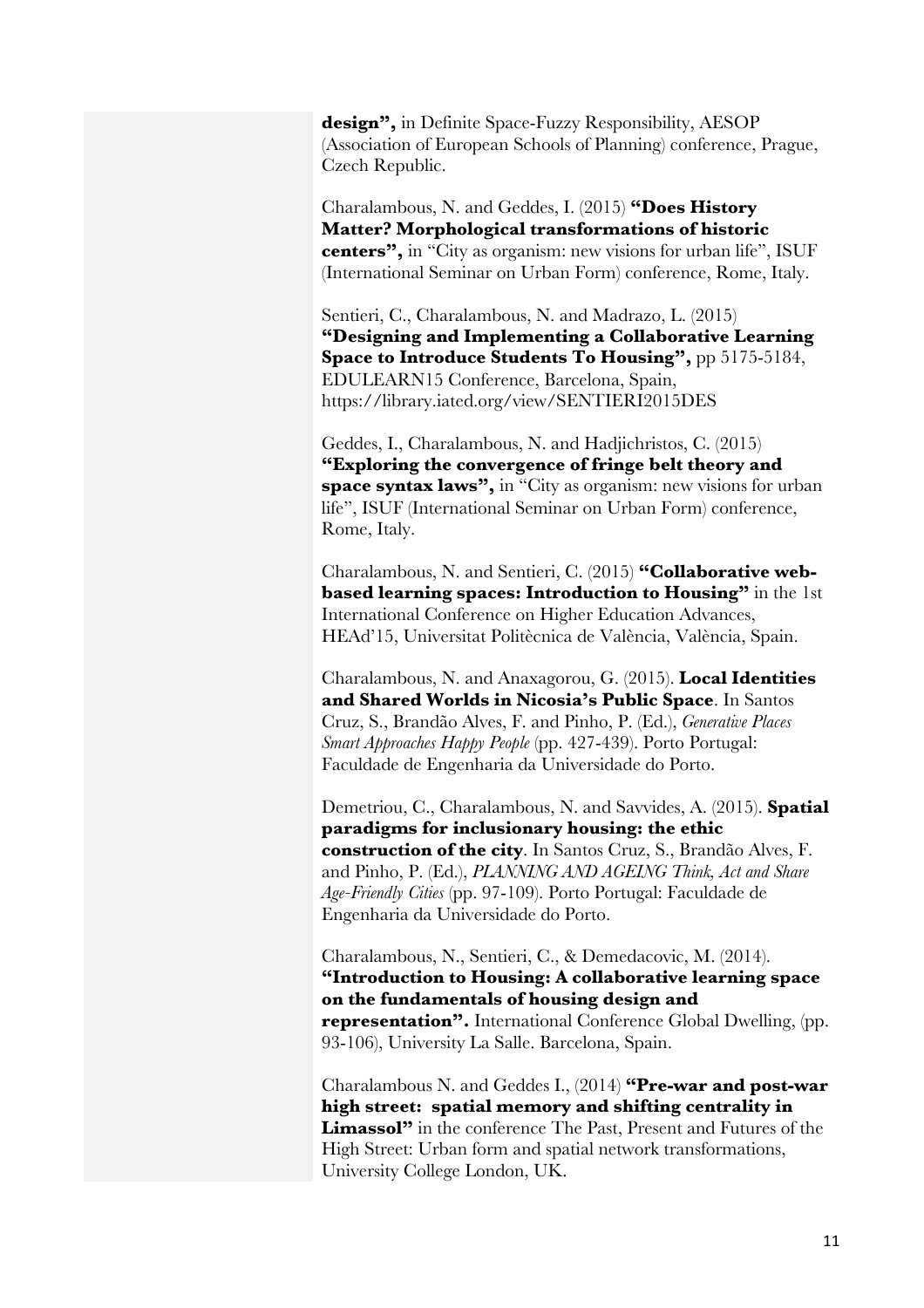**design",** in Definite Space-Fuzzy Responsibility, AESOP (Association of European Schools of Planning) conference, Prague, Czech Republic.

Charalambous, N. and Geddes, I. (2015) **"Does History Matter? Morphological transformations of historic centers",** in "City as organism: new visions for urban life", ISUF (International Seminar on Urban Form) conference, Rome, Italy.

Sentieri, C., Charalambous, N. and Madrazo, L. (2015) **"Designing and Implementing a Collaborative Learning Space to Introduce Students To Housing",** pp 5175-5184, EDULEARN15 Conference, Barcelona, Spain, https://library.iated.org/view/SENTIERI2015DES

Geddes, I., Charalambous, N. and Hadjichristos, C. (2015) **"Exploring the convergence of fringe belt theory and space syntax laws",** in "City as organism: new visions for urban life", ISUF (International Seminar on Urban Form) conference, Rome, Italy.

Charalambous, N. and Sentieri, C. (2015) **"Collaborative web-based learning spaces: Introduction to Housing"** in the 1st International Conference on Higher Education Advances, HEAd'15, Universitat Politècnica de València, València, Spain.

Charalambous, N. and Anaxagorou, G. (2015). **Local Identities and Shared Worlds in Nicosia's Public Space**. In Santos Cruz, S., Brandão Alves, F. and Pinho, P. (Ed.), *Generative Places Smart Approaches Happy People* (pp. 427-439). Porto Portugal: Faculdade de Engenharia da Universidade do Porto.

Demetriou, C., Charalambous, N. and Savvides, A. (2015). **Spatial paradigms for inclusionary housing: the ethic construction of the city**. In Santos Cruz, S., Brandão Alves, F. and Pinho, P. (Ed.), *PLANNING AND AGEING Think, Act and Share Age-Friendly Cities* (pp. 97-109). Porto Portugal: Faculdade de Engenharia da Universidade do Porto.

Charalambous, N., Sentieri, C., & Demedacovic, M. (2014). **"Introduction to Housing: A collaborative learning space on the fundamentals of housing design and representation".** International Conference Global Dwelling, (pp. 93-106), University La Salle. Barcelona, Spain.

Charalambous N. and Geddes I., (2014) **"Pre-war and post-war high street: spatial memory and shifting centrality in Limassol"** in the conference The Past, Present and Futures of the High Street: Urban form and spatial network transformations, University College London, UK.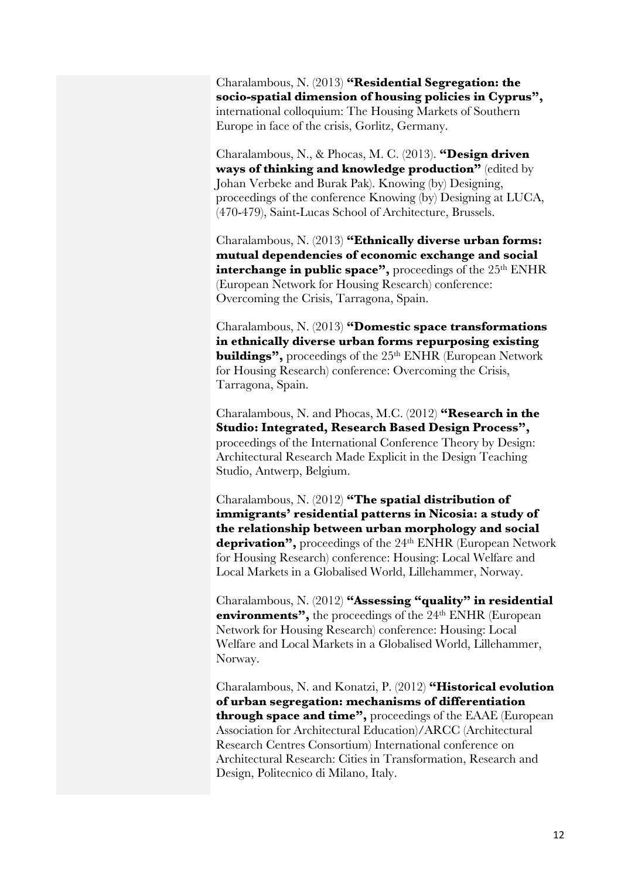Charalambous, N. (2013) **"Residential Segregation: the socio-spatial dimension of housing policies in Cyprus",** international colloquium: The Housing Markets of Southern Europe in face of the crisis, Gorlitz, Germany.

Charalambous, N., & Phocas, M. C. (2013). **"Design driven ways of thinking and knowledge production"** (edited by Johan Verbeke and Burak Pak). Knowing (by) Designing, proceedings of the conference Knowing (by) Designing at LUCA, (470-479), Saint-Lucas School of Architecture, Brussels.

Charalambous, N. (2013) **"Ethnically diverse urban forms: mutual dependencies of economic exchange and social interchange in public space",** proceedings of the 25th ENHR (European Network for Housing Research) conference: Overcoming the Crisis, Tarragona, Spain.

Charalambous, N. (2013) **"Domestic space transformations in ethnically diverse urban forms repurposing existing buildings",** proceedings of the 25th ENHR (European Network for Housing Research) conference: Overcoming the Crisis, Tarragona, Spain.

Charalambous, N. and Phocas, M.C. (2012) **"Research in the Studio: Integrated, Research Based Design Process",** proceedings of the International Conference Theory by Design: Architectural Research Made Explicit in the Design Teaching Studio, Antwerp, Belgium.

Charalambous, N. (2012) **"The spatial distribution of immigrants' residential patterns in Nicosia: a study of the relationship between urban morphology and social deprivation",** proceedings of the 24th ENHR (European Network for Housing Research) conference: Housing: Local Welfare and Local Markets in a Globalised World, Lillehammer, Norway.

Charalambous, N. (2012) **"Assessing "quality" in residential environments",** the proceedings of the 24th ENHR (European Network for Housing Research) conference: Housing: Local Welfare and Local Markets in a Globalised World, Lillehammer, Norway.

Charalambous, N. and Konatzi, P. (2012) **"Historical evolution of urban segregation: mechanisms of differentiation through space and time",** proceedings of the EAAE (European Association for Architectural Education)/ARCC (Architectural Research Centres Consortium) International conference on Architectural Research: Cities in Transformation, Research and Design, Politecnico di Milano, Italy.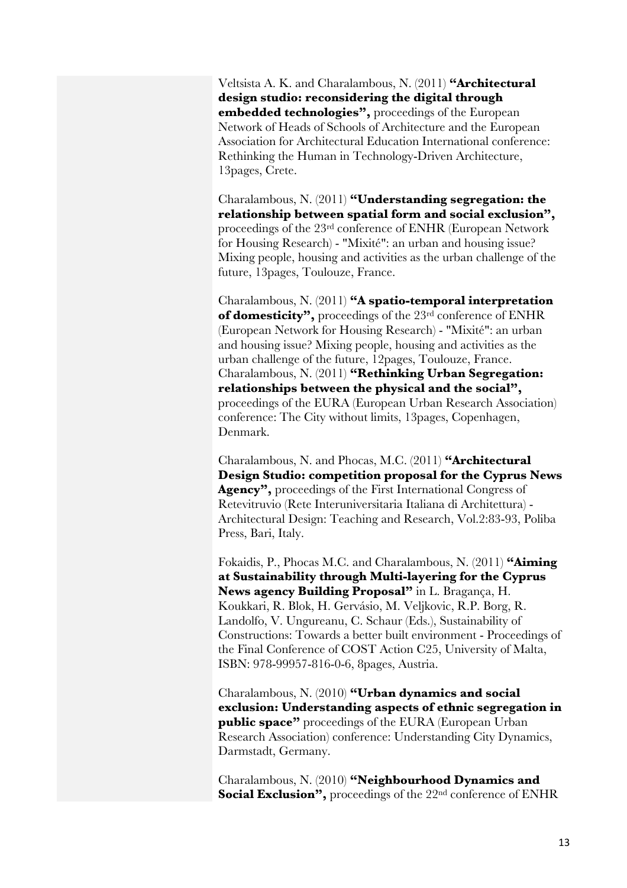Veltsista A. K. and Charalambous, N. (2011) **"Architectural design studio: reconsidering the digital through embedded technologies",** proceedings of the European Network of Heads of Schools of Architecture and the European Association for Architectural Education International conference: Rethinking the Human in Technology-Driven Architecture, 13pages, Crete.

Charalambous, N. (2011) **"Understanding segregation: the relationship between spatial form and social exclusion",** proceedings of the 23rd conference of ENHR (European Network for Housing Research) - "Mixité": an urban and housing issue? Mixing people, housing and activities as the urban challenge of the future, 13pages, Toulouze, France.

Charalambous, N. (2011) **"A spatio-temporal interpretation of domesticity",** proceedings of the 23rd conference of ENHR (European Network for Housing Research) - "Mixité": an urban and housing issue? Mixing people, housing and activities as the urban challenge of the future, 12pages, Toulouze, France.

Charalambous, N. (2011) **"Rethinking Urban Segregation: relationships between the physical and the social",** proceedings of the EURA (European Urban Research Association) conference: The City without limits, 13pages, Copenhagen, Denmark.

Charalambous, N. and Phocas, M.C. (2011) **"Architectural Design Studio: competition proposal for the Cyprus News Agency",** proceedings of the First International Congress of Retevitruvio (Rete Interuniversitaria Italiana di Architettura) - Architectural Design: Teaching and Research, Vol.2:83-93, Poliba Press, Bari, Italy.

Fokaidis, P., Phocas M.C. and Charalambous, N. (2011) **"Aiming at Sustainability through Multi-layering for the Cyprus News agency Building Proposal"** in L. Bragança, H. Koukkari, R. Blok, H. Gervásio, M. Veljkovic, R.P. Borg, R. Landolfo, V. Ungureanu, C. Schaur (Eds.), Sustainability of Constructions: Towards a better built environment - Proceedings of the Final Conference of COST Action C25, University of Malta, ISBN: 978-99957-816-0-6, 8pages, Austria.

Charalambous, N. (2010) **"Urban dynamics and social exclusion: Understanding aspects of ethnic segregation in public space"** proceedings of the EURA (European Urban Research Association) conference: Understanding City Dynamics, Darmstadt, Germany.

Charalambous, N. (2010) **"Neighbourhood Dynamics and Social Exclusion",** proceedings of the 22nd conference of ENHR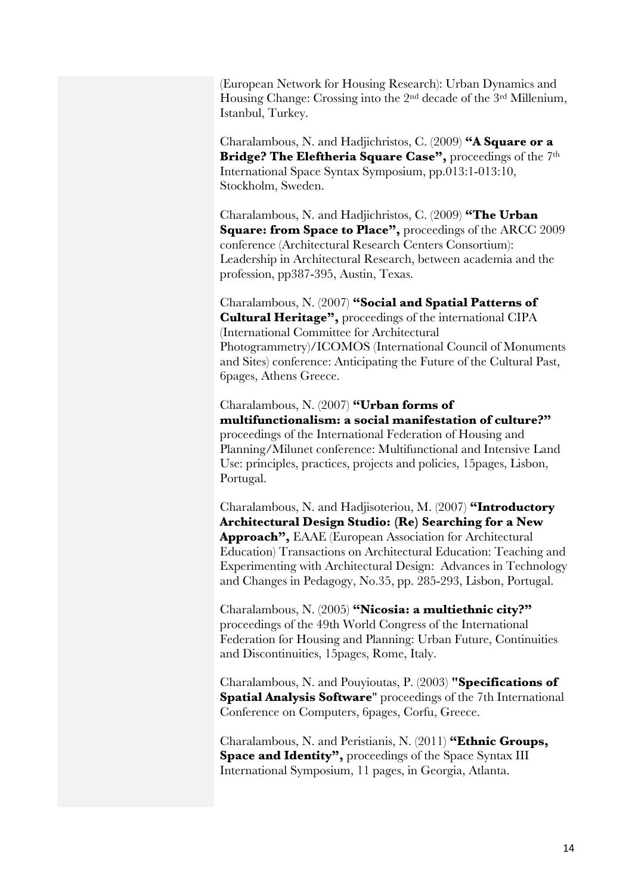(European Network for Housing Research): Urban Dynamics and Housing Change: Crossing into the 2nd decade of the 3rd Millenium, Istanbul, Turkey.

Charalambous, N. and Hadjichristos, C. (2009) **"A Square or a Bridge? The Eleftheria Square Case",** proceedings of the 7th International Space Syntax Symposium, pp.013:1-013:10, Stockholm, Sweden.

Charalambous, N. and Hadjichristos, C. (2009) **"The Urban Square: from Space to Place",** proceedings of the ARCC 2009 conference (Architectural Research Centers Consortium): Leadership in Architectural Research, between academia and the profession, pp387-395, Austin, Texas.

Charalambous, N. (2007) **"Social and Spatial Patterns of Cultural Heritage",** proceedings of the international CIPA (International Committee for Architectural Photogrammetry)/ICOMOS (International Council of Monuments and Sites) conference: Anticipating the Future of the Cultural Past, 6pages, Athens Greece.

Charalambous, N. (2007) **"Urban forms of multifunctionalism: a social manifestation of culture?"** proceedings of the International Federation of Housing and Planning/Milunet conference: Multifunctional and Intensive Land Use: principles, practices, projects and policies, 15pages, Lisbon, Portugal.

Charalambous, N. and Hadjisoteriou, M. (2007) **"Introductory Architectural Design Studio: (Re) Searching for a New Approach",** EAAE (European Association for Architectural Education) Transactions on Architectural Education: Teaching and Experimenting with Architectural Design: Advances in Technology and Changes in Pedagogy, No.35, pp. 285-293, Lisbon, Portugal.

Charalambous, N. (2005) **"Nicosia: a multiethnic city?"** proceedings of the 49th World Congress of the International Federation for Housing and Planning: Urban Future, Continuities and Discontinuities, 15pages, Rome, Italy.

Charalambous, N. and Pouyioutas, P. (2003) **"Specifications of Spatial Analysis Software"** proceedings of the 7th International Conference on Computers, 6pages, Corfu, Greece.

Charalambous, N. and Peristianis, N. (2011) **"Ethnic Groups, Space and Identity",** proceedings of the Space Syntax III International Symposium, 11 pages, in Georgia, Atlanta.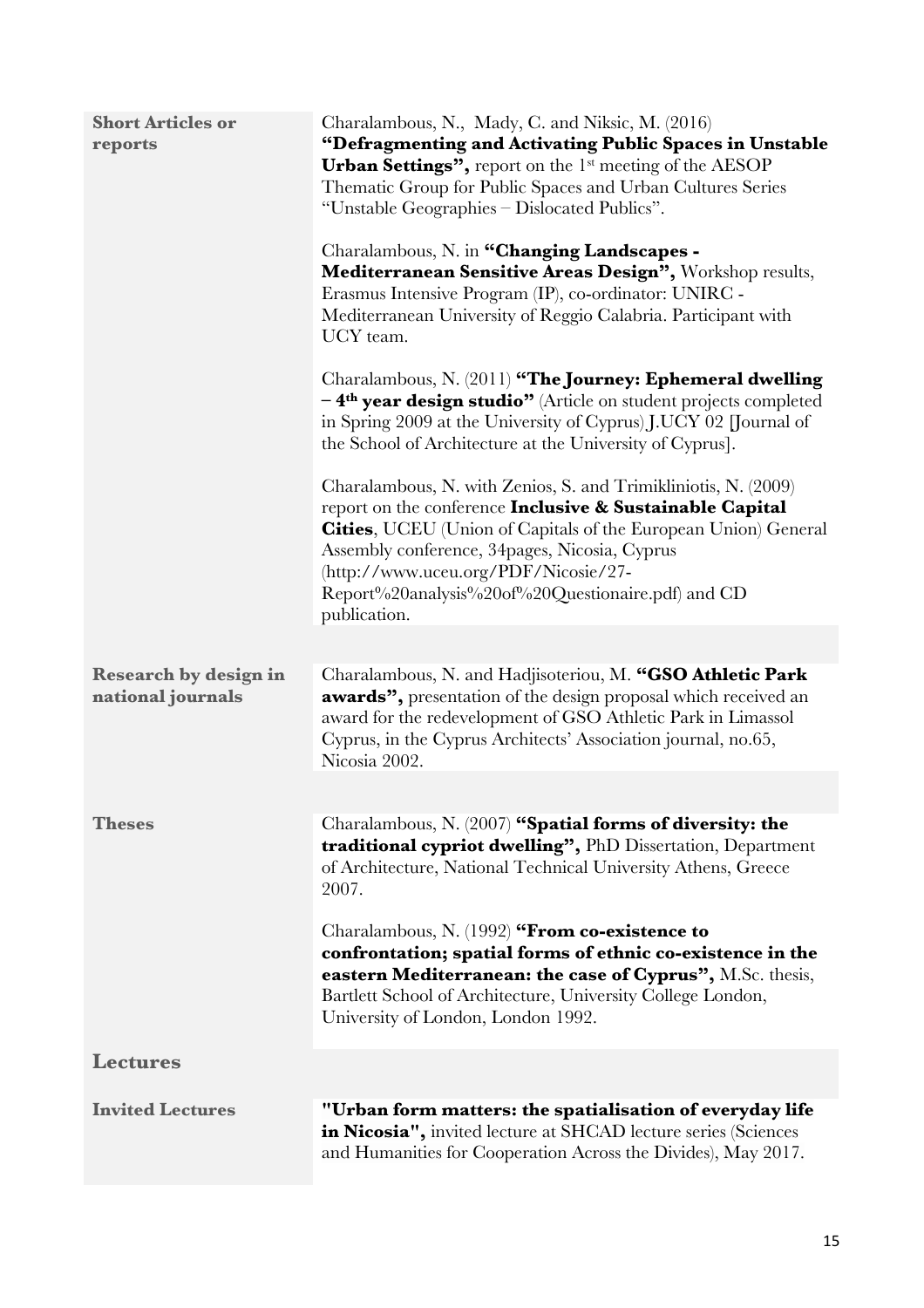| | |
|---|---|
| **Short Articles or reports** | Charalambous, N., Mady, C. and Niksic, M. (2016) **"Defragmenting and Activating Public Spaces in Unstable Urban Settings",** report on the 1st meeting of the AESOP Thematic Group for Public Spaces and Urban Cultures Series "Unstable Geographies – Dislocated Publics". |
| | Charalambous, N. in **"Changing Landscapes - Mediterranean Sensitive Areas Design",** Workshop results, Erasmus Intensive Program (IP), co-ordinator: UNIRC - Mediterranean University of Reggio Calabria. Participant with UCY team. |
| | Charalambous, N. (2011) **"The Journey: Ephemeral dwelling – 4th year design studio"** (Article on student projects completed in Spring 2009 at the University of Cyprus) J.UCY 02 [Journal of the School of Architecture at the University of Cyprus]. |
| | Charalambous, N. with Zenios, S. and Trimikliniotis, N. (2009) report on the conference **Inclusive & Sustainable Capital Cities**, UCEU (Union of Capitals of the European Union) General Assembly conference, 34pages, Nicosia, Cyprus (http://www.uceu.org/PDF/Nicosie/27-Report%20analysis%20of%20Questionaire.pdf) and CD publication. |
| **Research by design in national journals** | Charalambous, N. and Hadjisoteriou, M. **"GSO Athletic Park awards",** presentation of the design proposal which received an award for the redevelopment of GSO Athletic Park in Limassol Cyprus, in the Cyprus Architects' Association journal, no.65, Nicosia 2002. |
| **Theses** | Charalambous, N. (2007) **"Spatial forms of diversity: the traditional cypriot dwelling",** PhD Dissertation, Department of Architecture, National Technical University Athens, Greece 2007. |
| | Charalambous, N. (1992) **"From co-existence to confrontation; spatial forms of ethnic co-existence in the eastern Mediterranean: the case of Cyprus",** M.Sc. thesis, Bartlett School of Architecture, University College London, University of London, London 1992. |

## Lectures

| | |
|---|---|
| **Invited Lectures** | **"Urban form matters: the spatialisation of everyday life in Nicosia",** invited lecture at SHCAD lecture series (Sciences and Humanities for Cooperation Across the Divides), May 2017. |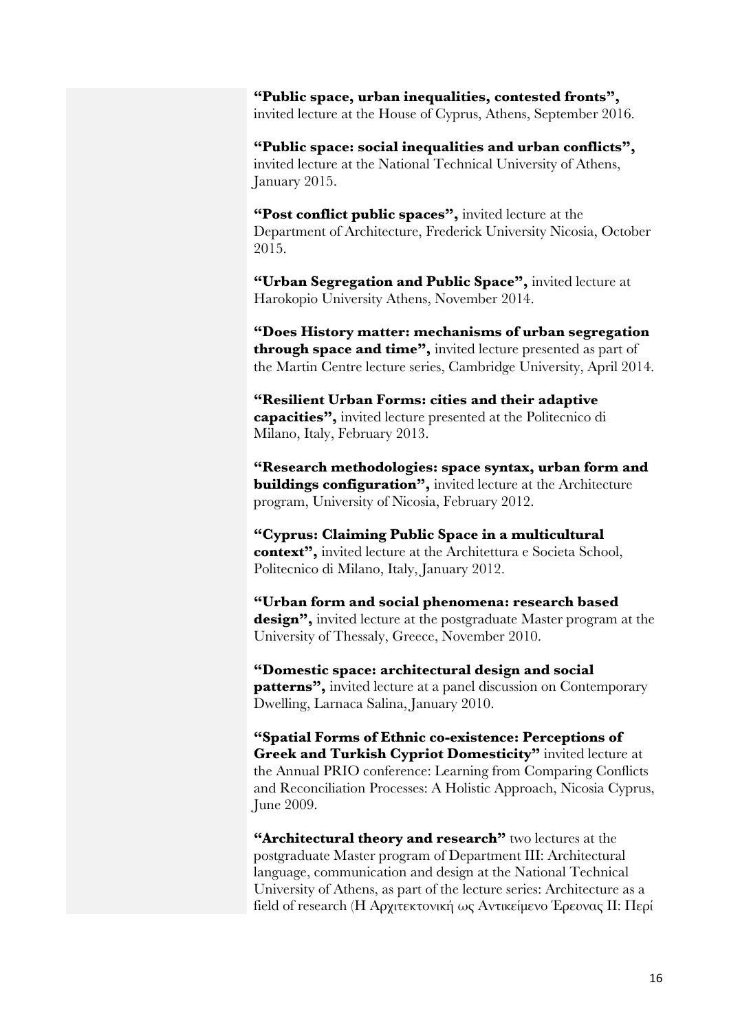**"Public space, urban inequalities, contested fronts",** invited lecture at the House of Cyprus, Athens, September 2016.

**"Public space: social inequalities and urban conflicts",** invited lecture at the National Technical University of Athens, January 2015.

**"Post conflict public spaces",** invited lecture at the Department of Architecture, Frederick University Nicosia, October 2015.

**"Urban Segregation and Public Space",** invited lecture at Harokopio University Athens, November 2014.

**"Does History matter: mechanisms of urban segregation through space and time",** invited lecture presented as part of the Martin Centre lecture series, Cambridge University, April 2014.

**"Resilient Urban Forms: cities and their adaptive capacities",** invited lecture presented at the Politecnico di Milano, Italy, February 2013.

**"Research methodologies: space syntax, urban form and buildings configuration",** invited lecture at the Architecture program, University of Nicosia, February 2012.

**"Cyprus: Claiming Public Space in a multicultural context",** invited lecture at the Architettura e Societa School, Politecnico di Milano, Italy, January 2012.

**"Urban form and social phenomena: research based design",** invited lecture at the postgraduate Master program at the University of Thessaly, Greece, November 2010.

**"Domestic space: architectural design and social patterns",** invited lecture at a panel discussion on Contemporary Dwelling, Larnaca Salina, January 2010.

**"Spatial Forms of Ethnic co-existence: Perceptions of Greek and Turkish Cypriot Domesticity"** invited lecture at the Annual PRIO conference: Learning from Comparing Conflicts and Reconciliation Processes: A Holistic Approach, Nicosia Cyprus, June 2009.

**"Architectural theory and research"** two lectures at the postgraduate Master program of Department III: Architectural language, communication and design at the National Technical University of Athens, as part of the lecture series: Architecture as a field of research (Η Αρχιτεκτονική ως Αντικείμενο Έρευνας ΙΙ: Περί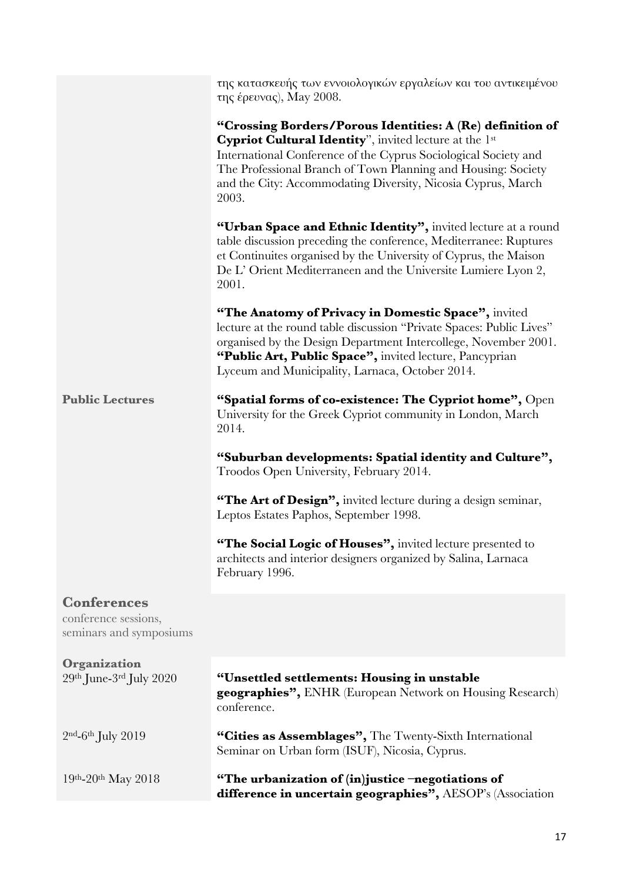της κατασκευής των εννοιολογικών εργαλείων και του αντικειμένου της έρευνας), May 2008.

**"Crossing Borders/Porous Identities: A (Re) definition of Cypriot Cultural Identity**", invited lecture at the 1st International Conference of the Cyprus Sociological Society and The Professional Branch of Town Planning and Housing: Society and the City: Accommodating Diversity, Nicosia Cyprus, March 2003.

**"Urban Space and Ethnic Identity",** invited lecture at a round table discussion preceding the conference, Mediterranee: Ruptures et Continuites organised by the University of Cyprus, the Maison De L' Orient Mediterraneen and the Universite Lumiere Lyon 2, 2001.

**"The Anatomy of Privacy in Domestic Space",** invited lecture at the round table discussion "Private Spaces: Public Lives" organised by the Design Department Intercollege, November 2001.
**"Public Art, Public Space",** invited lecture, Pancyprian Lyceum and Municipality, Larnaca, October 2014.

**Public Lectures**

**"Spatial forms of co-existence: The Cypriot home",** Open University for the Greek Cypriot community in London, March 2014.

**"Suburban developments: Spatial identity and Culture",** Troodos Open University, February 2014.

**"The Art of Design",** invited lecture during a design seminar, Leptos Estates Paphos, September 1998.

**"The Social Logic of Houses",** invited lecture presented to architects and interior designers organized by Salina, Larnaca February 1996.

## Conferences

conference sessions, seminars and symposiums

**Organization**

29th June-3rd July 2020 — **"Unsettled settlements: Housing in unstable geographies",** ENHR (European Network on Housing Research) conference.

2nd-6th July 2019 — **"Cities as Assemblages",** The Twenty-Sixth International Seminar on Urban form (ISUF), Nicosia, Cyprus.

19th-20th May 2018 — **"The urbanization of (in)justice –negotiations of difference in uncertain geographies",** AESOP's (Association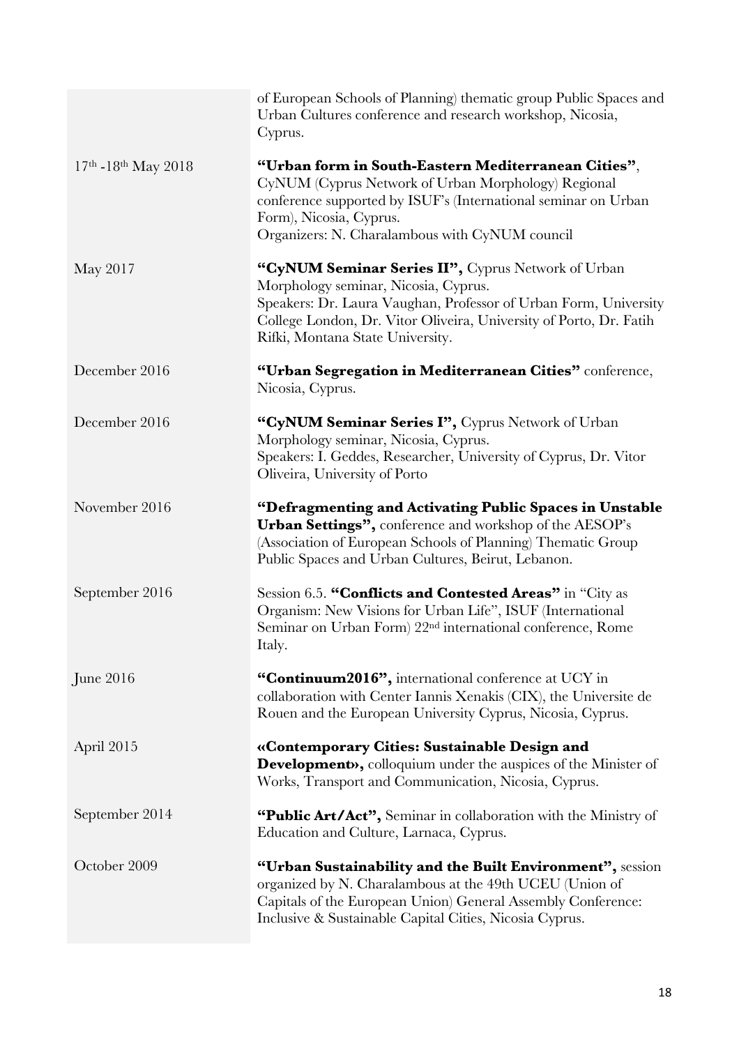| | |
|---|---|
| | of European Schools of Planning) thematic group Public Spaces and Urban Cultures conference and research workshop, Nicosia, Cyprus. |
| 17th -18th May 2018 | **"Urban form in South-Eastern Mediterranean Cities"**, CyNUM (Cyprus Network of Urban Morphology) Regional conference supported by ISUF's (International seminar on Urban Form), Nicosia, Cyprus.<br>Organizers: N. Charalambous with CyNUM council |
| May 2017 | **"CyNUM Seminar Series II",** Cyprus Network of Urban Morphology seminar, Nicosia, Cyprus.<br>Speakers: Dr. Laura Vaughan, Professor of Urban Form, University College London, Dr. Vitor Oliveira, University of Porto, Dr. Fatih Rifki, Montana State University. |
| December 2016 | **"Urban Segregation in Mediterranean Cities"** conference, Nicosia, Cyprus. |
| December 2016 | **"CyNUM Seminar Series I",** Cyprus Network of Urban Morphology seminar, Nicosia, Cyprus.<br>Speakers: I. Geddes, Researcher, University of Cyprus, Dr. Vitor Oliveira, University of Porto |
| November 2016 | **"Defragmenting and Activating Public Spaces in Unstable Urban Settings",** conference and workshop of the AESOP's (Association of European Schools of Planning) Thematic Group Public Spaces and Urban Cultures, Beirut, Lebanon. |
| September 2016 | Session 6.5. **"Conflicts and Contested Areas"** in "City as Organism: New Visions for Urban Life", ISUF (International Seminar on Urban Form) 22nd international conference, Rome Italy. |
| June 2016 | **"Continuum2016",** international conference at UCY in collaboration with Center Iannis Xenakis (CIX), the Universite de Rouen and the European University Cyprus, Nicosia, Cyprus. |
| April 2015 | **«Contemporary Cities: Sustainable Design and Development»,** colloquium under the auspices of the Minister of Works, Transport and Communication, Nicosia, Cyprus. |
| September 2014 | **"Public Art/Act",** Seminar in collaboration with the Ministry of Education and Culture, Larnaca, Cyprus. |
| October 2009 | **"Urban Sustainability and the Built Environment",** session organized by N. Charalambous at the 49th UCEU (Union of Capitals of the European Union) General Assembly Conference: Inclusive & Sustainable Capital Cities, Nicosia Cyprus. |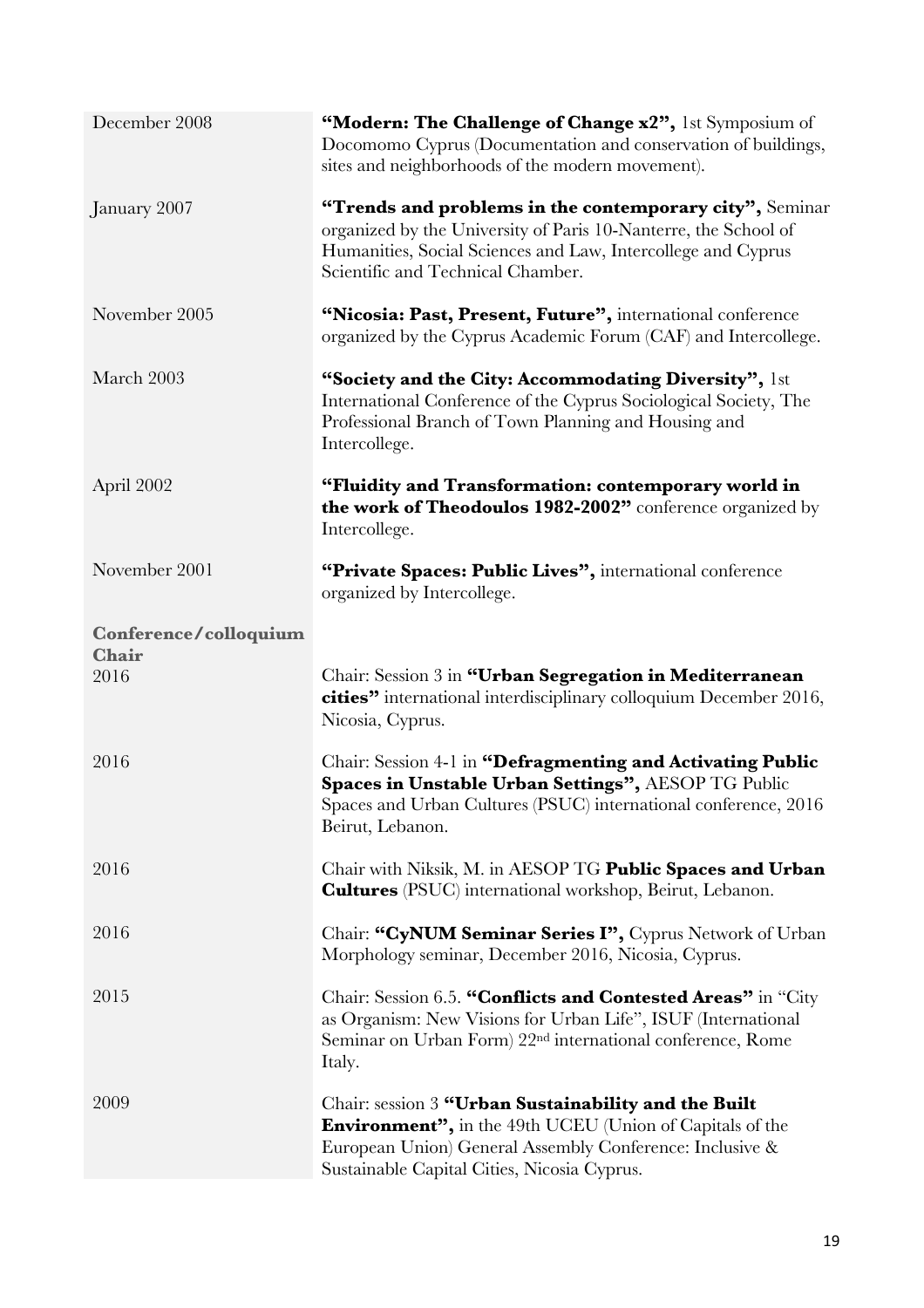| | |
|---|---|
| December 2008 | **"Modern: The Challenge of Change x2",** 1st Symposium of Docomomo Cyprus (Documentation and conservation of buildings, sites and neighborhoods of the modern movement). |
| January 2007 | **"Trends and problems in the contemporary city",** Seminar organized by the University of Paris 10-Nanterre, the School of Humanities, Social Sciences and Law, Intercollege and Cyprus Scientific and Technical Chamber. |
| November 2005 | **"Nicosia: Past, Present, Future",** international conference organized by the Cyprus Academic Forum (CAF) and Intercollege. |
| March 2003 | **"Society and the City: Accommodating Diversity",** 1st International Conference of the Cyprus Sociological Society, The Professional Branch of Town Planning and Housing and Intercollege. |
| April 2002 | **"Fluidity and Transformation: contemporary world in the work of Theodoulos 1982-2002"** conference organized by Intercollege. |
| November 2001 | **"Private Spaces: Public Lives",** international conference organized by Intercollege. |
| **Conference/colloquium Chair** | |
| 2016 | Chair: Session 3 in **"Urban Segregation in Mediterranean cities"** international interdisciplinary colloquium December 2016, Nicosia, Cyprus. |
| 2016 | Chair: Session 4-1 in **"Defragmenting and Activating Public Spaces in Unstable Urban Settings",** AESOP TG Public Spaces and Urban Cultures (PSUC) international conference, 2016 Beirut, Lebanon. |
| 2016 | Chair with Niksik, M. in AESOP TG **Public Spaces and Urban Cultures** (PSUC) international workshop, Beirut, Lebanon. |
| 2016 | Chair: **"CyNUM Seminar Series I",** Cyprus Network of Urban Morphology seminar, December 2016, Nicosia, Cyprus. |
| 2015 | Chair: Session 6.5. **"Conflicts and Contested Areas"** in "City as Organism: New Visions for Urban Life", ISUF (International Seminar on Urban Form) 22nd international conference, Rome Italy. |
| 2009 | Chair: session 3 **"Urban Sustainability and the Built Environment",** in the 49th UCEU (Union of Capitals of the European Union) General Assembly Conference: Inclusive & Sustainable Capital Cities, Nicosia Cyprus. |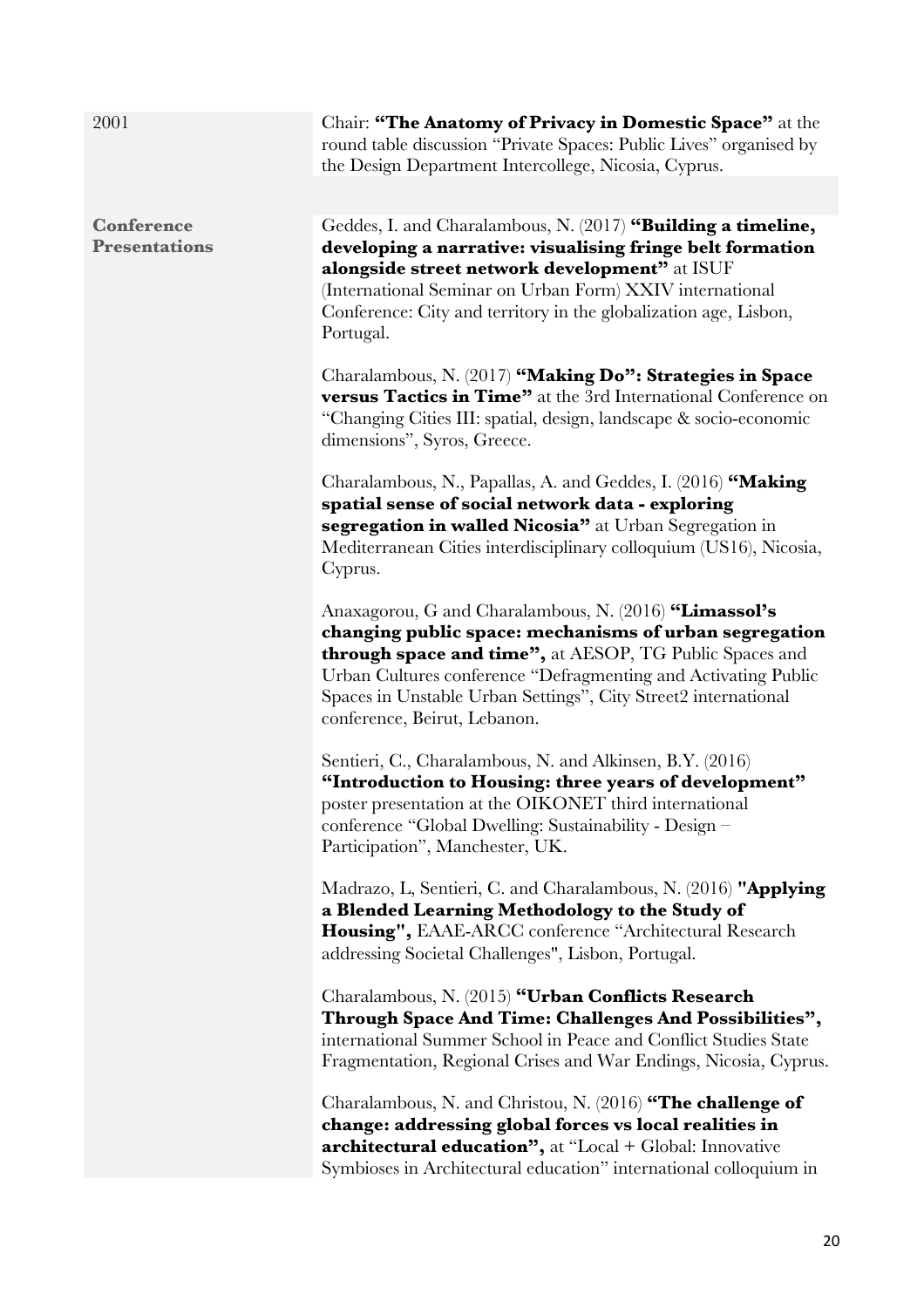2001

Chair: **"The Anatomy of Privacy in Domestic Space"** at the round table discussion "Private Spaces: Public Lives" organised by the Design Department Intercollege, Nicosia, Cyprus.

**Conference Presentations**

Geddes, I. and Charalambous, N. (2017) **"Building a timeline, developing a narrative: visualising fringe belt formation alongside street network development"** at ISUF (International Seminar on Urban Form) XXIV international Conference: City and territory in the globalization age, Lisbon, Portugal.

Charalambous, N. (2017) **"Making Do": Strategies in Space versus Tactics in Time"** at the 3rd International Conference on "Changing Cities III: spatial, design, landscape & socio-economic dimensions", Syros, Greece.

Charalambous, N., Papallas, A. and Geddes, I. (2016) **"Making spatial sense of social network data - exploring segregation in walled Nicosia"** at Urban Segregation in Mediterranean Cities interdisciplinary colloquium (US16), Nicosia, Cyprus.

Anaxagorou, G and Charalambous, N. (2016) **"Limassol's changing public space: mechanisms of urban segregation through space and time",** at AESOP, TG Public Spaces and Urban Cultures conference "Defragmenting and Activating Public Spaces in Unstable Urban Settings", City Street2 international conference, Beirut, Lebanon.

Sentieri, C., Charalambous, N. and Alkinsen, B.Y. (2016) **"Introduction to Housing: three years of development"** poster presentation at the OIKONET third international conference "Global Dwelling: Sustainability - Design – Participation", Manchester, UK.

Madrazo, L, Sentieri, C. and Charalambous, N. (2016) **"Applying a Blended Learning Methodology to the Study of Housing",** EAAE-ARCC conference "Architectural Research addressing Societal Challenges", Lisbon, Portugal.

Charalambous, N. (2015) **"Urban Conflicts Research Through Space And Time: Challenges And Possibilities",** international Summer School in Peace and Conflict Studies State Fragmentation, Regional Crises and War Endings, Nicosia, Cyprus.

Charalambous, N. and Christou, N. (2016) **"The challenge of change: addressing global forces vs local realities in architectural education",** at "Local + Global: Innovative Symbioses in Architectural education" international colloquium in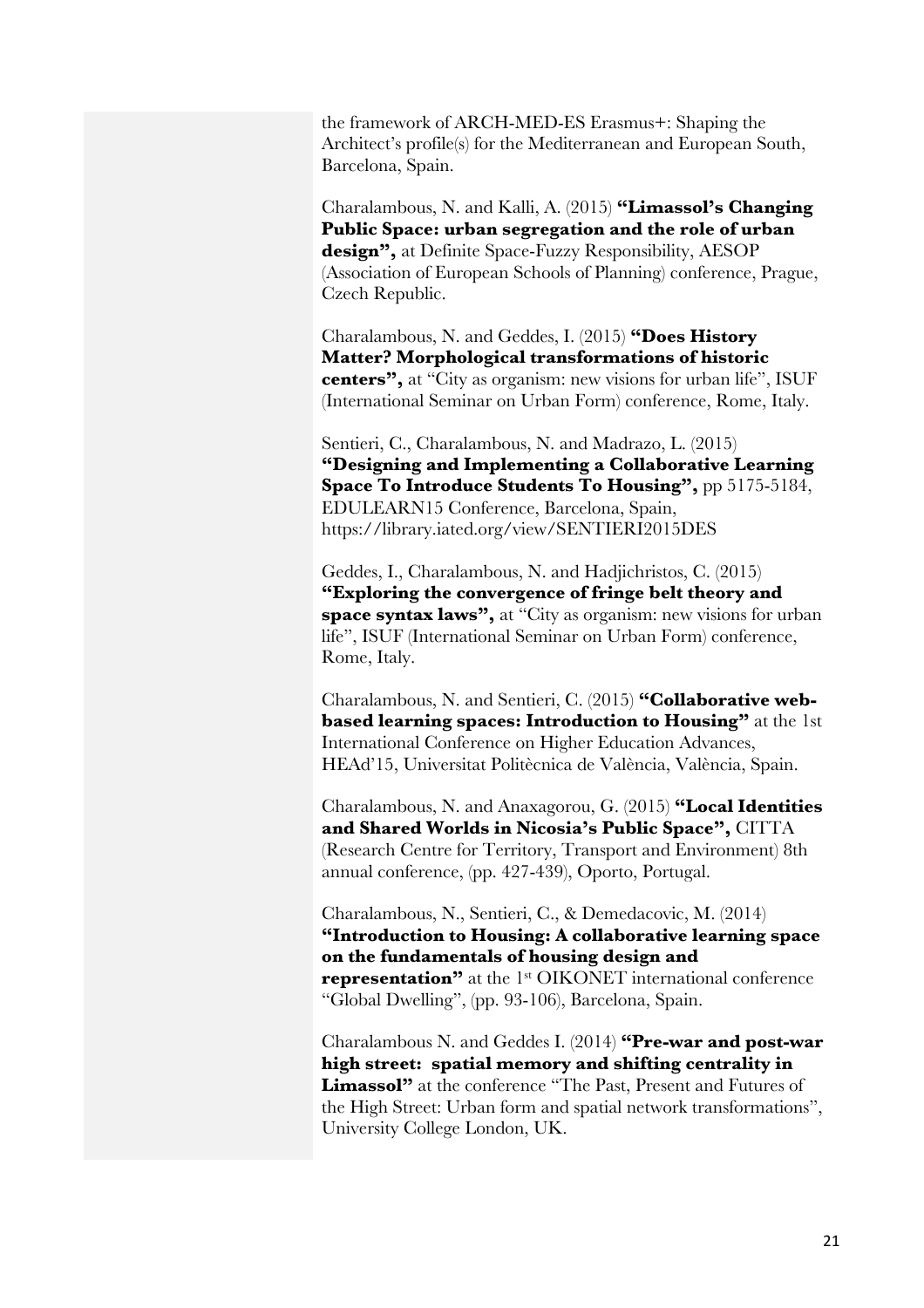the framework of ARCH-MED-ES Erasmus+: Shaping the Architect's profile(s) for the Mediterranean and European South, Barcelona, Spain.

Charalambous, N. and Kalli, A. (2015) **"Limassol's Changing Public Space: urban segregation and the role of urban design",** at Definite Space-Fuzzy Responsibility, AESOP (Association of European Schools of Planning) conference, Prague, Czech Republic.

Charalambous, N. and Geddes, I. (2015) **"Does History Matter? Morphological transformations of historic centers",** at "City as organism: new visions for urban life", ISUF (International Seminar on Urban Form) conference, Rome, Italy.

Sentieri, C., Charalambous, N. and Madrazo, L. (2015) **"Designing and Implementing a Collaborative Learning Space To Introduce Students To Housing",** pp 5175-5184, EDULEARN15 Conference, Barcelona, Spain, https://library.iated.org/view/SENTIERI2015DES

Geddes, I., Charalambous, N. and Hadjichristos, C. (2015) **"Exploring the convergence of fringe belt theory and space syntax laws",** at "City as organism: new visions for urban life", ISUF (International Seminar on Urban Form) conference, Rome, Italy.

Charalambous, N. and Sentieri, C. (2015) **"Collaborative web-based learning spaces: Introduction to Housing"** at the 1st International Conference on Higher Education Advances, HEAd'15, Universitat Politècnica de València, València, Spain.

Charalambous, N. and Anaxagorou, G. (2015) **"Local Identities and Shared Worlds in Nicosia's Public Space",** CITTA (Research Centre for Territory, Transport and Environment) 8th annual conference, (pp. 427-439), Oporto, Portugal.

Charalambous, N., Sentieri, C., & Demedacovic, M. (2014) **"Introduction to Housing: A collaborative learning space on the fundamentals of housing design and representation"** at the 1st OIKONET international conference "Global Dwelling", (pp. 93-106), Barcelona, Spain.

Charalambous N. and Geddes I. (2014) **"Pre-war and post-war high street: spatial memory and shifting centrality in Limassol"** at the conference "The Past, Present and Futures of the High Street: Urban form and spatial network transformations", University College London, UK.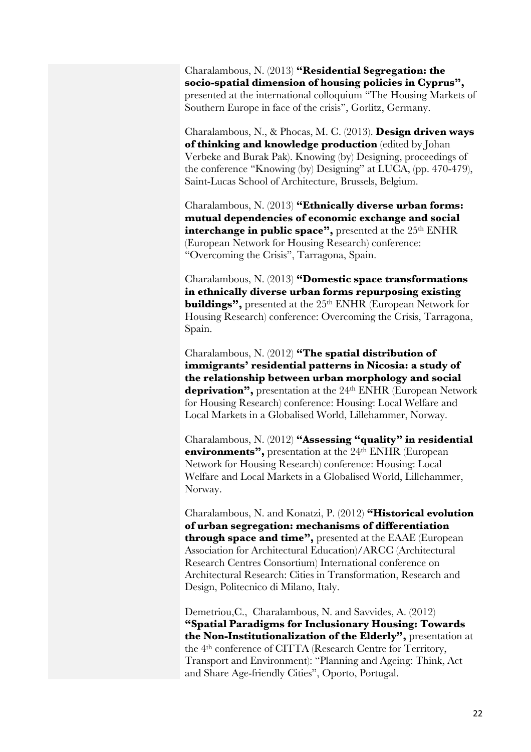Charalambous, N. (2013) **"Residential Segregation: the socio-spatial dimension of housing policies in Cyprus",** presented at the international colloquium "The Housing Markets of Southern Europe in face of the crisis", Gorlitz, Germany.

Charalambous, N., & Phocas, M. C. (2013). **Design driven ways of thinking and knowledge production** (edited by Johan Verbeke and Burak Pak). Knowing (by) Designing, proceedings of the conference "Knowing (by) Designing" at LUCA, (pp. 470-479), Saint-Lucas School of Architecture, Brussels, Belgium.

Charalambous, N. (2013) **"Ethnically diverse urban forms: mutual dependencies of economic exchange and social interchange in public space",** presented at the 25th ENHR (European Network for Housing Research) conference: "Overcoming the Crisis", Tarragona, Spain.

Charalambous, N. (2013) **"Domestic space transformations in ethnically diverse urban forms repurposing existing buildings",** presented at the 25th ENHR (European Network for Housing Research) conference: Overcoming the Crisis, Tarragona, Spain.

Charalambous, N. (2012) **"The spatial distribution of immigrants' residential patterns in Nicosia: a study of the relationship between urban morphology and social deprivation",** presentation at the 24th ENHR (European Network for Housing Research) conference: Housing: Local Welfare and Local Markets in a Globalised World, Lillehammer, Norway.

Charalambous, N. (2012) **"Assessing "quality" in residential environments",** presentation at the 24th ENHR (European Network for Housing Research) conference: Housing: Local Welfare and Local Markets in a Globalised World, Lillehammer, Norway.

Charalambous, N. and Konatzi, P. (2012) **"Historical evolution of urban segregation: mechanisms of differentiation through space and time",** presented at the EAAE (European Association for Architectural Education)/ARCC (Architectural Research Centres Consortium) International conference on Architectural Research: Cities in Transformation, Research and Design, Politecnico di Milano, Italy.

Demetriou,C., Charalambous, N. and Savvides, A. (2012) **"Spatial Paradigms for Inclusionary Housing: Towards the Non-Institutionalization of the Elderly",** presentation at the 4th conference of CITTA (Research Centre for Territory, Transport and Environment): "Planning and Ageing: Think, Act and Share Age-friendly Cities", Oporto, Portugal.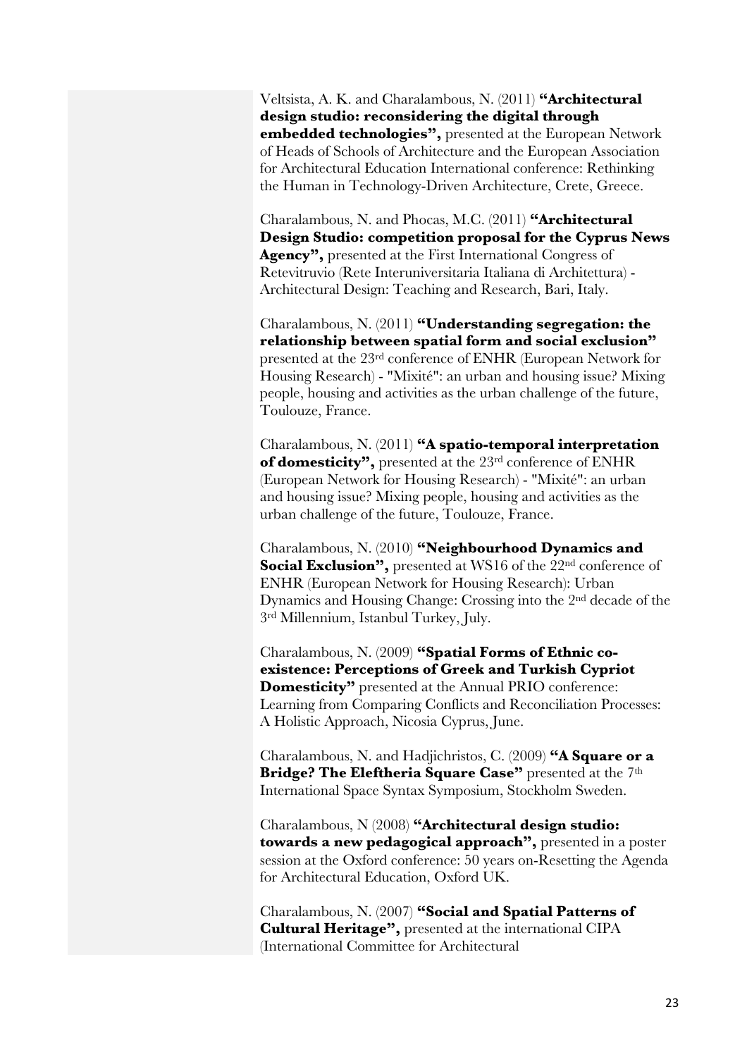Veltsista, A. K. and Charalambous, N. (2011) **"Architectural design studio: reconsidering the digital through embedded technologies",** presented at the European Network of Heads of Schools of Architecture and the European Association for Architectural Education International conference: Rethinking the Human in Technology-Driven Architecture, Crete, Greece.

Charalambous, N. and Phocas, M.C. (2011) **"Architectural Design Studio: competition proposal for the Cyprus News Agency",** presented at the First International Congress of Retevitruvio (Rete Interuniversitaria Italiana di Architettura) - Architectural Design: Teaching and Research, Bari, Italy.

Charalambous, N. (2011) **"Understanding segregation: the relationship between spatial form and social exclusion"** presented at the 23rd conference of ENHR (European Network for Housing Research) - "Mixité": an urban and housing issue? Mixing people, housing and activities as the urban challenge of the future, Toulouze, France.

Charalambous, N. (2011) **"A spatio-temporal interpretation of domesticity",** presented at the 23rd conference of ENHR (European Network for Housing Research) - "Mixité": an urban and housing issue? Mixing people, housing and activities as the urban challenge of the future, Toulouze, France.

Charalambous, N. (2010) **"Neighbourhood Dynamics and Social Exclusion",** presented at WS16 of the 22nd conference of ENHR (European Network for Housing Research): Urban Dynamics and Housing Change: Crossing into the 2nd decade of the 3rd Millennium, Istanbul Turkey, July.

Charalambous, N. (2009) **"Spatial Forms of Ethnic co-existence: Perceptions of Greek and Turkish Cypriot Domesticity"** presented at the Annual PRIO conference: Learning from Comparing Conflicts and Reconciliation Processes: A Holistic Approach, Nicosia Cyprus, June.

Charalambous, N. and Hadjichristos, C. (2009) **"A Square or a Bridge? The Eleftheria Square Case"** presented at the 7th International Space Syntax Symposium, Stockholm Sweden.

Charalambous, N (2008) **"Architectural design studio: towards a new pedagogical approach",** presented in a poster session at the Oxford conference: 50 years on-Resetting the Agenda for Architectural Education, Oxford UK.

Charalambous, N. (2007) **"Social and Spatial Patterns of Cultural Heritage",** presented at the international CIPA (International Committee for Architectural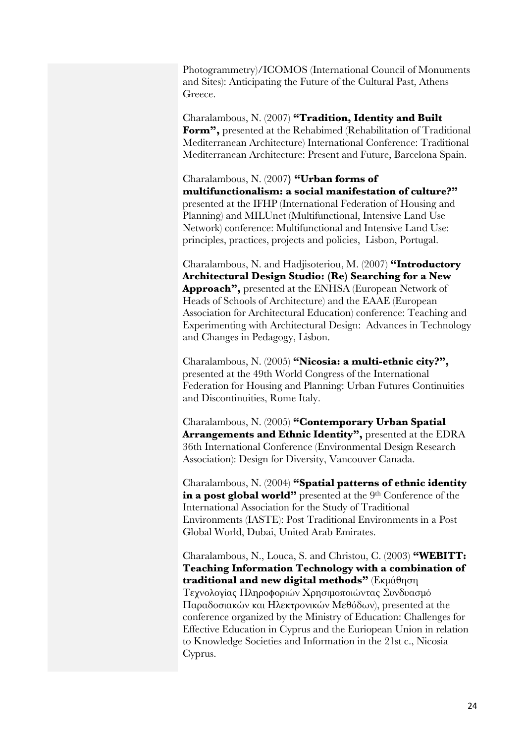Photogrammetry)/ICOMOS (International Council of Monuments and Sites): Anticipating the Future of the Cultural Past, Athens Greece.

Charalambous, N. (2007) **"Tradition, Identity and Built Form",** presented at the Rehabimed (Rehabilitation of Traditional Mediterranean Architecture) International Conference: Traditional Mediterranean Architecture: Present and Future, Barcelona Spain.

Charalambous, N. (2007**) "Urban forms of multifunctionalism: a social manifestation of culture?"** presented at the IFHP (International Federation of Housing and Planning) and MILUnet (Multifunctional, Intensive Land Use Network) conference: Multifunctional and Intensive Land Use: principles, practices, projects and policies, Lisbon, Portugal.

Charalambous, N. and Hadjisoteriou, M. (2007) **"Introductory Architectural Design Studio: (Re) Searching for a New Approach",** presented at the ENHSA (European Network of Heads of Schools of Architecture) and the EAAE (European Association for Architectural Education) conference: Teaching and Experimenting with Architectural Design: Advances in Technology and Changes in Pedagogy, Lisbon.

Charalambous, N. (2005) **"Nicosia: a multi-ethnic city?",** presented at the 49th World Congress of the International Federation for Housing and Planning: Urban Futures Continuities and Discontinuities, Rome Italy.

Charalambous, N. (2005) **"Contemporary Urban Spatial Arrangements and Ethnic Identity",** presented at the EDRA 36th International Conference (Environmental Design Research Association): Design for Diversity, Vancouver Canada.

Charalambous, N. (2004) **"Spatial patterns of ethnic identity in a post global world"** presented at the 9th Conference of the International Association for the Study of Traditional Environments (IASTE): Post Traditional Environments in a Post Global World, Dubai, United Arab Emirates.

Charalambous, N., Louca, S. and Christou, C. (2003) **"WEBITT: Teaching Information Technology with a combination of traditional and new digital methods"** (Εκμάθηση Τεχνολογίας Πληροφοριών Χρησιμοποιώντας Συνδυασμό Παραδοσιακών και Ηλεκτρονικών Μεθόδων), presented at the conference organized by the Ministry of Education: Challenges for Effective Education in Cyprus and the Euriopean Union in relation to Knowledge Societies and Information in the 21st c., Nicosia Cyprus.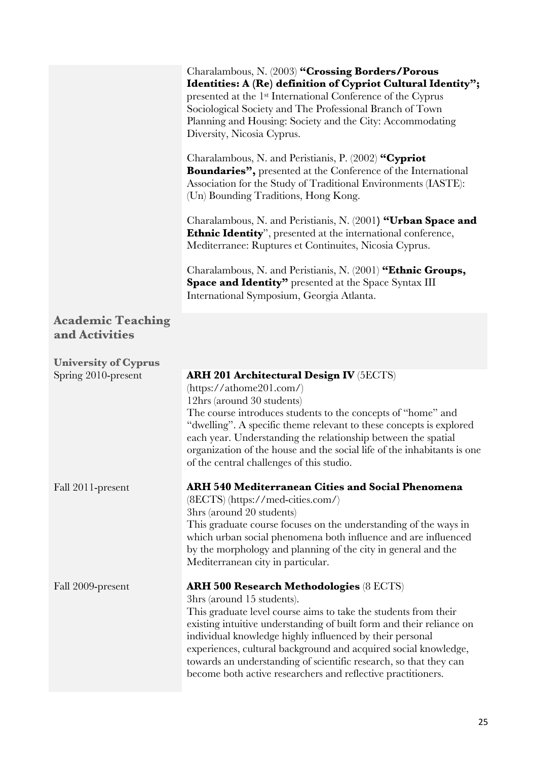Charalambous, N. (2003) **"Crossing Borders/Porous Identities: A (Re) definition of Cypriot Cultural Identity";** presented at the 1st International Conference of the Cyprus Sociological Society and The Professional Branch of Town Planning and Housing: Society and the City: Accommodating Diversity, Nicosia Cyprus.

Charalambous, N. and Peristianis, P. (2002) **"Cypriot Boundaries",** presented at the Conference of the International Association for the Study of Traditional Environments (IASTE): (Un) Bounding Traditions, Hong Kong.

Charalambous, N. and Peristianis, N. (2001**) "Urban Space and Ethnic Identity**", presented at the international conference, Mediterranee: Ruptures et Continuites, Nicosia Cyprus.

Charalambous, N. and Peristianis, N. (2001) **"Ethnic Groups, Space and Identity"** presented at the Space Syntax III International Symposium, Georgia Atlanta.

## Academic Teaching and Activities

### University of Cyprus

Spring 2010-present

**ARH 201 Architectural Design IV** (5ECTS)
(https://athome201.com/)
12hrs (around 30 students)
The course introduces students to the concepts of "home" and "dwelling". A specific theme relevant to these concepts is explored each year. Understanding the relationship between the spatial organization of the house and the social life of the inhabitants is one of the central challenges of this studio.

Fall 2011-present

**ARH 540 Mediterranean Cities and Social Phenomena** (8ECTS) (https://med-cities.com/)
3hrs (around 20 students)
This graduate course focuses on the understanding of the ways in which urban social phenomena both influence and are influenced by the morphology and planning of the city in general and the Mediterranean city in particular.

Fall 2009-present

**ARH 500 Research Methodologies** (8 ECTS)
3hrs (around 15 students).
This graduate level course aims to take the students from their existing intuitive understanding of built form and their reliance on individual knowledge highly influenced by their personal experiences, cultural background and acquired social knowledge, towards an understanding of scientific research, so that they can become both active researchers and reflective practitioners.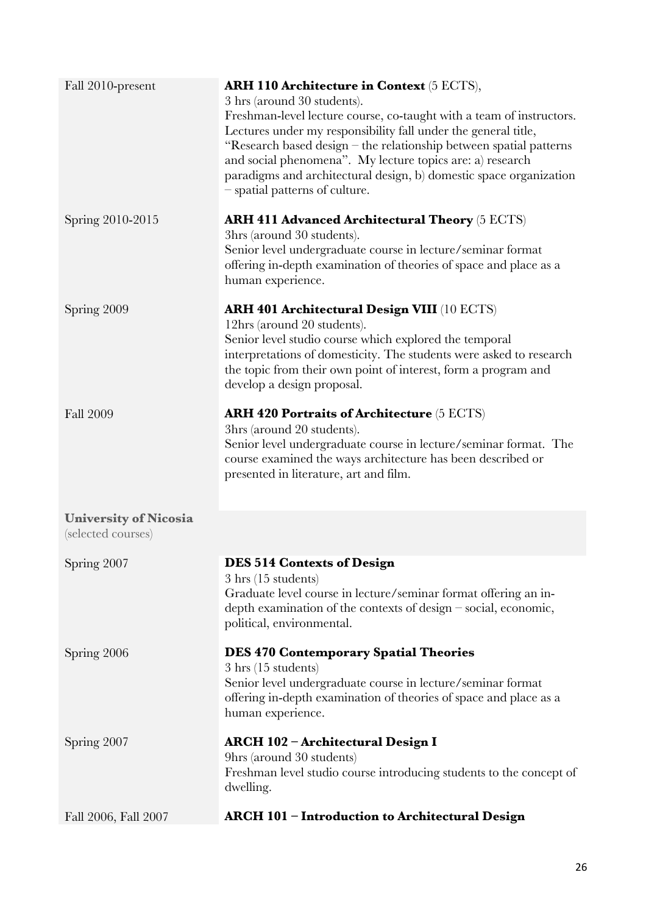| | |
|---|---|
| Fall 2010-present | **ARH 110 Architecture in Context** (5 ECTS),<br>3 hrs (around 30 students).<br>Freshman-level lecture course, co-taught with a team of instructors. Lectures under my responsibility fall under the general title, "Research based design – the relationship between spatial patterns and social phenomena". My lecture topics are: a) research paradigms and architectural design, b) domestic space organization – spatial patterns of culture. |
| Spring 2010-2015 | **ARH 411 Advanced Architectural Theory** (5 ECTS)<br>3hrs (around 30 students).<br>Senior level undergraduate course in lecture/seminar format offering in-depth examination of theories of space and place as a human experience. |
| Spring 2009 | **ARH 401 Architectural Design VIII** (10 ECTS)<br>12hrs (around 20 students).<br>Senior level studio course which explored the temporal interpretations of domesticity. The students were asked to research the topic from their own point of interest, form a program and develop a design proposal. |
| Fall 2009 | **ARH 420 Portraits of Architecture** (5 ECTS)<br>3hrs (around 20 students).<br>Senior level undergraduate course in lecture/seminar format. The course examined the ways architecture has been described or presented in literature, art and film. |
| **University of Nicosia**<br>(selected courses) | |
| Spring 2007 | **DES 514 Contexts of Design**<br>3 hrs (15 students)<br>Graduate level course in lecture/seminar format offering an in-depth examination of the contexts of design – social, economic, political, environmental. |
| Spring 2006 | **DES 470 Contemporary Spatial Theories**<br>3 hrs (15 students)<br>Senior level undergraduate course in lecture/seminar format offering in-depth examination of theories of space and place as a human experience. |
| Spring 2007 | **ARCH 102 – Architectural Design I**<br>9hrs (around 30 students)<br>Freshman level studio course introducing students to the concept of dwelling. |
| Fall 2006, Fall 2007 | **ARCH 101 – Introduction to Architectural Design** |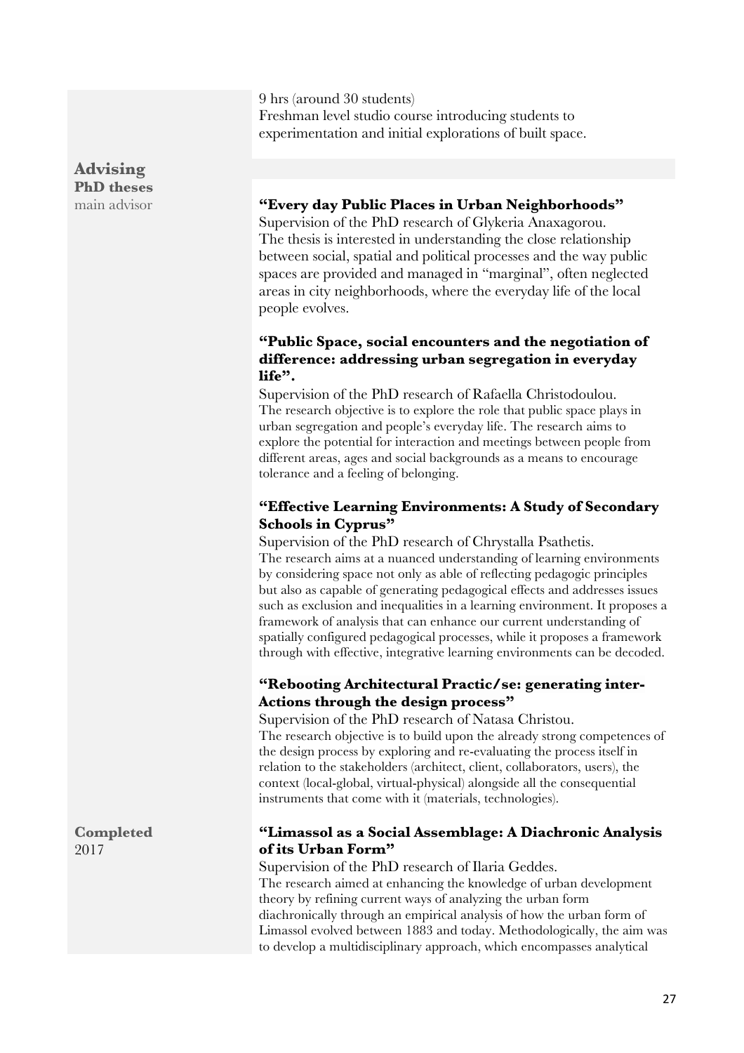9 hrs (around 30 students)
Freshman level studio course introducing students to experimentation and initial explorations of built space.

## Advising

**PhD theses**

main advisor

### "Every day Public Places in Urban Neighborhoods"

Supervision of the PhD research of Glykeria Anaxagorou.
The thesis is interested in understanding the close relationship between social, spatial and political processes and the way public spaces are provided and managed in "marginal", often neglected areas in city neighborhoods, where the everyday life of the local people evolves.

### "Public Space, social encounters and the negotiation of difference: addressing urban segregation in everyday life".

Supervision of the PhD research of Rafaella Christodoulou.
The research objective is to explore the role that public space plays in urban segregation and people's everyday life. The research aims to explore the potential for interaction and meetings between people from different areas, ages and social backgrounds as a means to encourage tolerance and a feeling of belonging.

### "Effective Learning Environments: A Study of Secondary Schools in Cyprus"

Supervision of the PhD research of Chrystalla Psathetis.
The research aims at a nuanced understanding of learning environments by considering space not only as able of reflecting pedagogic principles but also as capable of generating pedagogical effects and addresses issues such as exclusion and inequalities in a learning environment. It proposes a framework of analysis that can enhance our current understanding of spatially configured pedagogical processes, while it proposes a framework through with effective, integrative learning environments can be decoded.

### "Rebooting Architectural Practic/se: generating inter-Actions through the design process"

Supervision of the PhD research of Natasa Christou.
The research objective is to build upon the already strong competences of the design process by exploring and re-evaluating the process itself in relation to the stakeholders (architect, client, collaborators, users), the context (local-global, virtual-physical) alongside all the consequential instruments that come with it (materials, technologies).

**Completed**
2017

### "Limassol as a Social Assemblage: A Diachronic Analysis of its Urban Form"

Supervision of the PhD research of Ilaria Geddes.
The research aimed at enhancing the knowledge of urban development theory by refining current ways of analyzing the urban form diachronically through an empirical analysis of how the urban form of Limassol evolved between 1883 and today. Methodologically, the aim was to develop a multidisciplinary approach, which encompasses analytical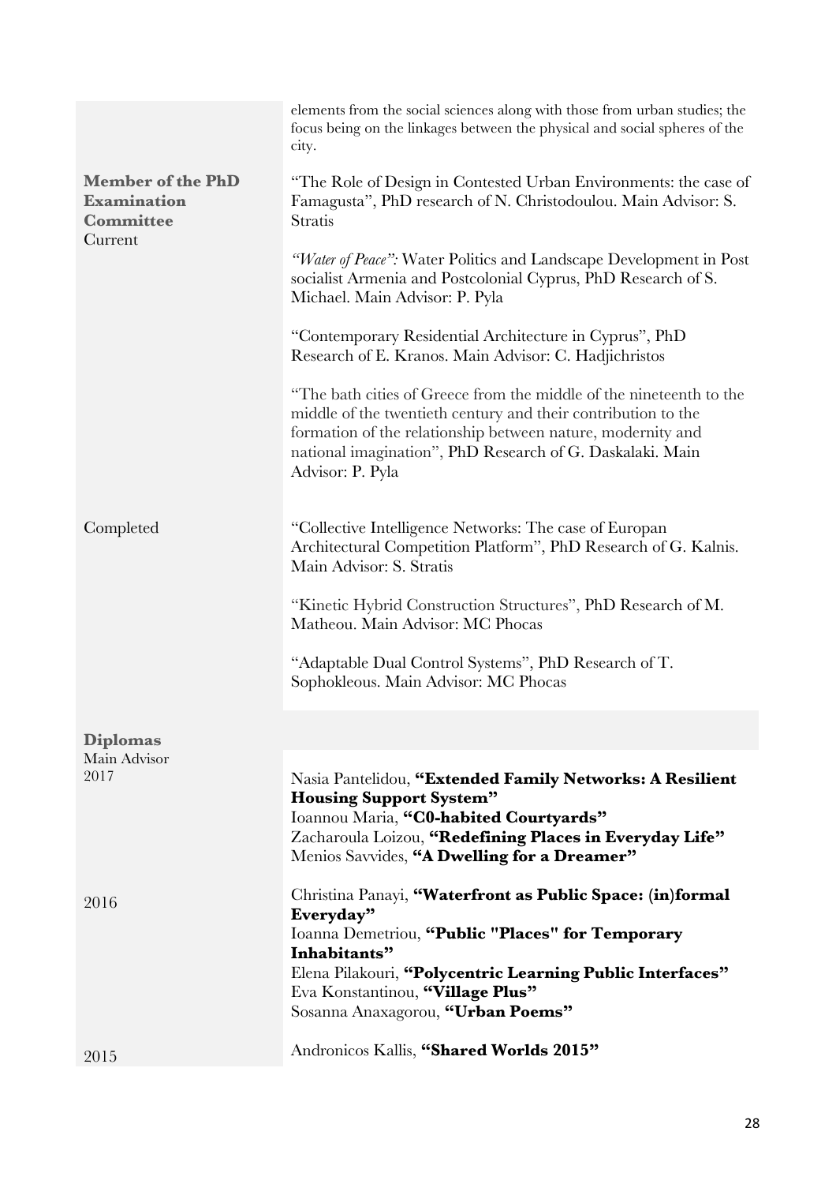elements from the social sciences along with those from urban studies; the focus being on the linkages between the physical and social spheres of the city.

**Member of the PhD Examination Committee**
Current

"The Role of Design in Contested Urban Environments: the case of Famagusta", PhD research of N. Christodoulou. Main Advisor: S. Stratis

*"Water of Peace":* Water Politics and Landscape Development in Post socialist Armenia and Postcolonial Cyprus, PhD Research of S. Michael. Main Advisor: P. Pyla

"Contemporary Residential Architecture in Cyprus", PhD Research of E. Kranos. Main Advisor: C. Hadjichristos

"The bath cities of Greece from the middle of the nineteenth to the middle of the twentieth century and their contribution to the formation of the relationship between nature, modernity and national imagination", PhD Research of G. Daskalaki. Main Advisor: P. Pyla

Completed

"Collective Intelligence Networks: The case of Europan Architectural Competition Platform", PhD Research of G. Kalnis. Main Advisor: S. Stratis

"Kinetic Hybrid Construction Structures", PhD Research of M. Matheou. Main Advisor: MC Phocas

"Adaptable Dual Control Systems", PhD Research of T. Sophokleous. Main Advisor: MC Phocas

**Diplomas**
Main Advisor

2017

Nasia Pantelidou, **"Extended Family Networks: A Resilient Housing Support System"**
Ioannou Maria, **"C0-habited Courtyards"**
Zacharoula Loizou, **"Redefining Places in Everyday Life"**
Menios Savvides, **"A Dwelling for a Dreamer"**

2016

Christina Panayi, **"Waterfront as Public Space: (in)formal Everyday"**
Ioanna Demetriou, **"Public "Places" for Temporary Inhabitants"**
Elena Pilakouri, **"Polycentric Learning Public Interfaces"**
Eva Konstantinou, **"Village Plus"**
Sosanna Anaxagorou, **"Urban Poems"**

2015

Andronicos Kallis, **"Shared Worlds 2015"**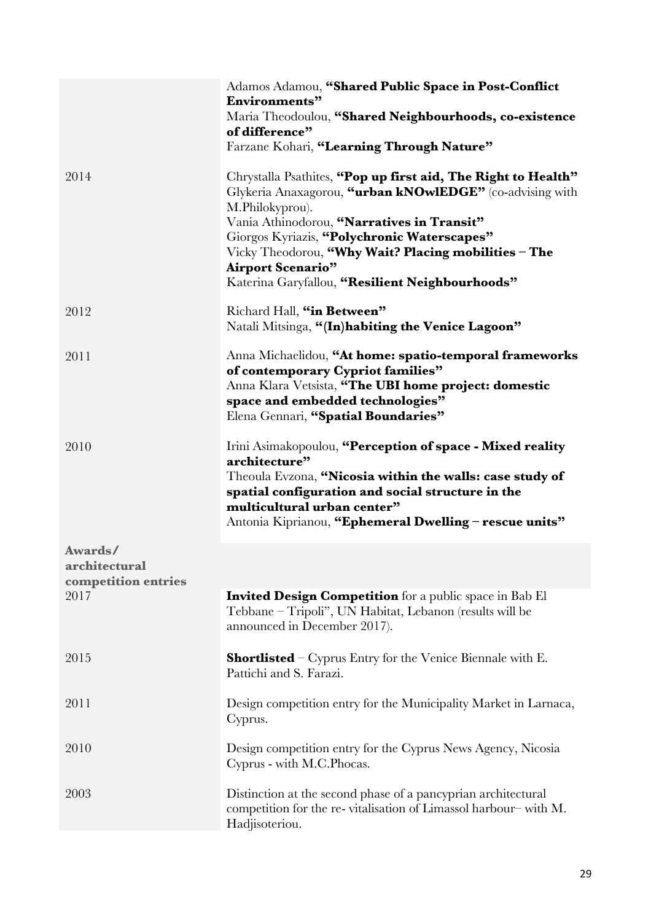| | |
|---|---|
| | Adamos Adamou, **"Shared Public Space in Post-Conflict Environments"**<br>Maria Theodoulou, **"Shared Neighbourhoods, co-existence of difference"**<br>Farzane Kohari, **"Learning Through Nature"** |
| 2014 | Chrystalla Psathites, **"Pop up first aid, The Right to Health"**<br>Glykeria Anaxagorou, **"urban kNOwlEDGE"** (co-advising with M.Philokyprou).<br>Vania Athinodorou, **"Narratives in Transit"**<br>Giorgos Kyriazis, **"Polychronic Waterscapes"**<br>Vicky Theodorou, **"Why Wait? Placing mobilities – The Airport Scenario"**<br>Katerina Garyfallou, **"Resilient Neighbourhoods"** |
| 2012 | Richard Hall, **"in Between"**<br>Natali Mitsinga, **"(In)habiting the Venice Lagoon"** |
| 2011 | Anna Michaelidou, **"At home: spatio-temporal frameworks of contemporary Cypriot families"**<br>Anna Klara Vetsista, **"The UBI home project: domestic space and embedded technologies"**<br>Elena Gennari, **"Spatial Boundaries"** |
| 2010 | Irini Asimakopoulou, **"Perception of space - Mixed reality architecture"**<br>Theoula Evzona, **"Nicosia within the walls: case study of spatial configuration and social structure in the multicultural urban center"**<br>Antonia Kiprianou, **"Ephemeral Dwelling – rescue units"** |

**Awards/ architectural competition entries**

| | |
|---|---|
| 2017 | **Invited Design Competition** for a public space in Bab El Tebbane – Tripoli", UN Habitat, Lebanon (results will be announced in December 2017). |
| 2015 | **Shortlisted** – Cyprus Entry for the Venice Biennale with E. Pattichi and S. Farazi. |
| 2011 | Design competition entry for the Municipality Market in Larnaca, Cyprus. |
| 2010 | Design competition entry for the Cyprus News Agency, Nicosia Cyprus - with M.C.Phocas. |
| 2003 | Distinction at the second phase of a pancyprian architectural competition for the re- vitalisation of Limassol harbour– with M. Hadjisoteriou. |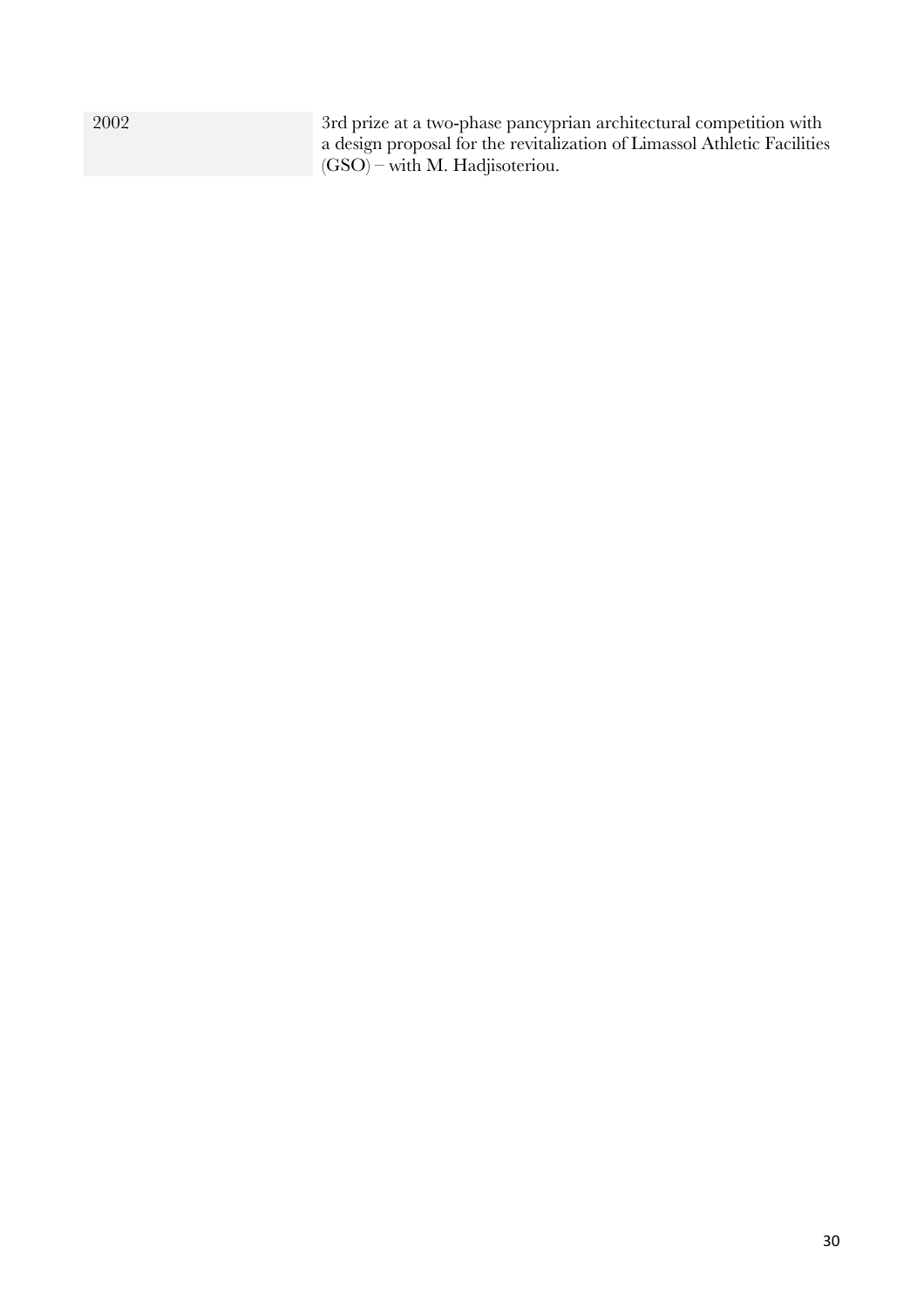| | |
|---|---|
| 2002 | 3rd prize at a two-phase pancyprian architectural competition with a design proposal for the revitalization of Limassol Athletic Facilities (GSO) – with M. Hadjisoteriou. |